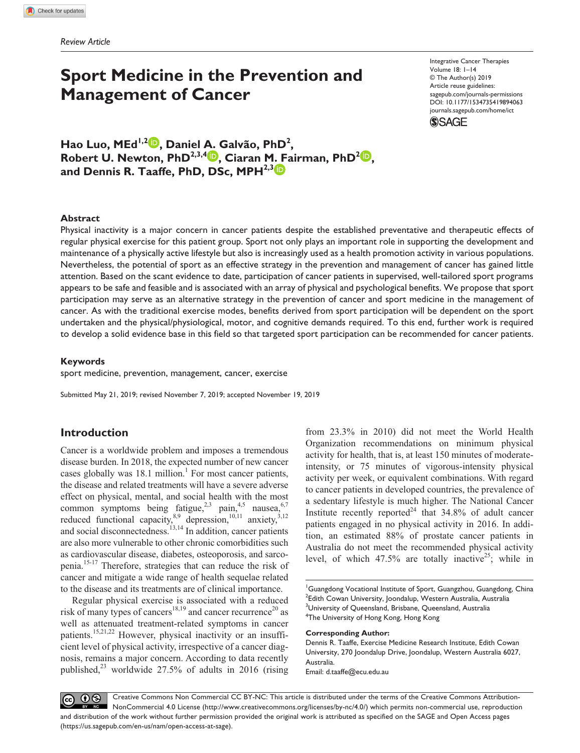*Review Article*

# Sport Medicine in the Prevention and Management of Cancer

Integrative Cancer Therapies
Volume 18: 1–14
© The Author(s) 2019
Article reuse guidelines:
sagepub.com/journals-permissions
DOI: 10.1177/1534735419894063
journals.sagepub.com/home/ict

**Hao Luo, MEd[1,2], Daniel A. Galvão, PhD[2], Robert U. Newton, PhD[2,3,4], Ciaran M. Fairman, PhD[2], and Dennis R. Taaffe, PhD, DSc, MPH[2,3]**

## Abstract

Physical inactivity is a major concern in cancer patients despite the established preventative and therapeutic effects of regular physical exercise for this patient group. Sport not only plays an important role in supporting the development and maintenance of a physically active lifestyle but also is increasingly used as a health promotion activity in various populations. Nevertheless, the potential of sport as an effective strategy in the prevention and management of cancer has gained little attention. Based on the scant evidence to date, participation of cancer patients in supervised, well-tailored sport programs appears to be safe and feasible and is associated with an array of physical and psychological benefits. We propose that sport participation may serve as an alternative strategy in the prevention of cancer and sport medicine in the management of cancer. As with the traditional exercise modes, benefits derived from sport participation will be dependent on the sport undertaken and the physical/physiological, motor, and cognitive demands required. To this end, further work is required to develop a solid evidence base in this field so that targeted sport participation can be recommended for cancer patients.

### Keywords

sport medicine, prevention, management, cancer, exercise

Submitted May 21, 2019; revised November 7, 2019; accepted November 19, 2019

## Introduction

Cancer is a worldwide problem and imposes a tremendous disease burden. In 2018, the expected number of new cancer cases globally was 18.1 million.[1] For most cancer patients, the disease and related treatments will have a severe adverse effect on physical, mental, and social health with the most common symptoms being fatigue,[2,3] pain,[4,5] nausea,[6,7] reduced functional capacity,[8,9] depression,[10,11] anxiety,[3,12] and social disconnectedness.[13,14] In addition, cancer patients are also more vulnerable to other chronic comorbidities such as cardiovascular disease, diabetes, osteoporosis, and sarcopenia.[15-17] Therefore, strategies that can reduce the risk of cancer and mitigate a wide range of health sequelae related to the disease and its treatments are of clinical importance.

Regular physical exercise is associated with a reduced risk of many types of cancers[18,19] and cancer recurrence[20] as well as attenuated treatment-related symptoms in cancer patients.[15,21,22] However, physical inactivity or an insufficient level of physical activity, irrespective of a cancer diagnosis, remains a major concern. According to data recently published,[23] worldwide 27.5% of adults in 2016 (rising from 23.3% in 2010) did not meet the World Health Organization recommendations on minimum physical activity for health, that is, at least 150 minutes of moderate-intensity, or 75 minutes of vigorous-intensity physical activity per week, or equivalent combinations. With regard to cancer patients in developed countries, the prevalence of a sedentary lifestyle is much higher. The National Cancer Institute recently reported[24] that 34.8% of adult cancer patients engaged in no physical activity in 2016. In addition, an estimated 88% of prostate cancer patients in Australia do not meet the recommended physical activity level, of which 47.5% are totally inactive[25]; while in

[1]Guangdong Vocational Institute of Sport, Guangzhou, Guangdong, China
[2]Edith Cowan University, Joondalup, Western Australia, Australia
[3]University of Queensland, Brisbane, Queensland, Australia
[4]The University of Hong Kong, Hong Kong

**Corresponding Author:**
Dennis R. Taaffe, Exercise Medicine Research Institute, Edith Cowan University, 270 Joondalup Drive, Joondalup, Western Australia 6027, Australia.
Email: d.taaffe@ecu.edu.au

Creative Commons Non Commercial CC BY-NC: This article is distributed under the terms of the Creative Commons Attribution-NonCommercial 4.0 License (http://www.creativecommons.org/licenses/by-nc/4.0/) which permits non-commercial use, reproduction and distribution of the work without further permission provided the original work is attributed as specified on the SAGE and Open Access pages (https://us.sagepub.com/en-us/nam/open-access-at-sage).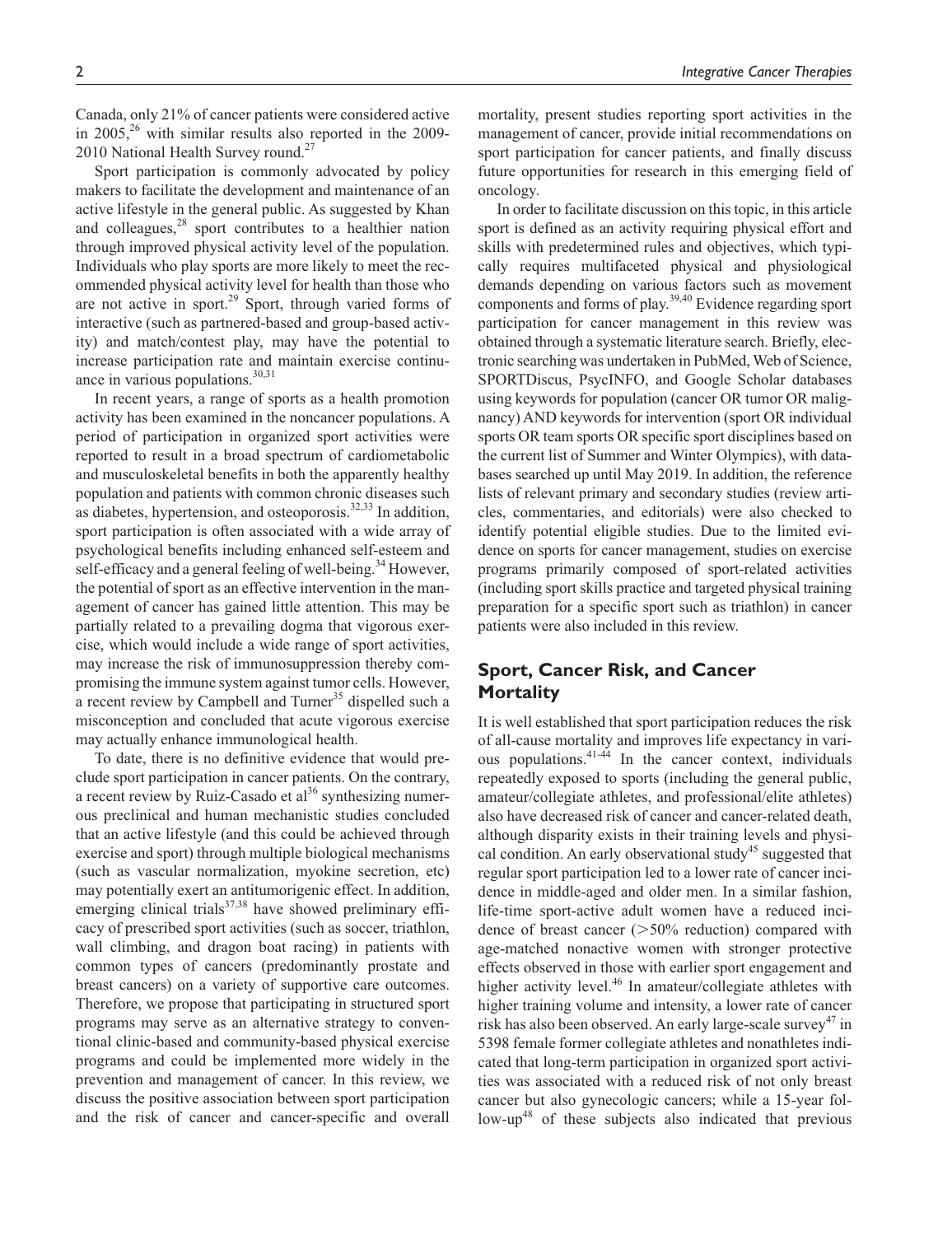Canada, only 21% of cancer patients were considered active in 2005,[26] with similar results also reported in the 2009-2010 National Health Survey round.[27]

Sport participation is commonly advocated by policy makers to facilitate the development and maintenance of an active lifestyle in the general public. As suggested by Khan and colleagues,[28] sport contributes to a healthier nation through improved physical activity level of the population. Individuals who play sports are more likely to meet the recommended physical activity level for health than those who are not active in sport.[29] Sport, through varied forms of interactive (such as partnered-based and group-based activity) and match/contest play, may have the potential to increase participation rate and maintain exercise continuance in various populations.[30,31]

In recent years, a range of sports as a health promotion activity has been examined in the noncancer populations. A period of participation in organized sport activities were reported to result in a broad spectrum of cardiometabolic and musculoskeletal benefits in both the apparently healthy population and patients with common chronic diseases such as diabetes, hypertension, and osteoporosis.[32,33] In addition, sport participation is often associated with a wide array of psychological benefits including enhanced self-esteem and self-efficacy and a general feeling of well-being.[34] However, the potential of sport as an effective intervention in the management of cancer has gained little attention. This may be partially related to a prevailing dogma that vigorous exercise, which would include a wide range of sport activities, may increase the risk of immunosuppression thereby compromising the immune system against tumor cells. However, a recent review by Campbell and Turner[35] dispelled such a misconception and concluded that acute vigorous exercise may actually enhance immunological health.

To date, there is no definitive evidence that would preclude sport participation in cancer patients. On the contrary, a recent review by Ruiz-Casado et al[36] synthesizing numerous preclinical and human mechanistic studies concluded that an active lifestyle (and this could be achieved through exercise and sport) through multiple biological mechanisms (such as vascular normalization, myokine secretion, etc) may potentially exert an antitumorigenic effect. In addition, emerging clinical trials[37,38] have showed preliminary efficacy of prescribed sport activities (such as soccer, triathlon, wall climbing, and dragon boat racing) in patients with common types of cancers (predominantly prostate and breast cancers) on a variety of supportive care outcomes. Therefore, we propose that participating in structured sport programs may serve as an alternative strategy to conventional clinic-based and community-based physical exercise programs and could be implemented more widely in the prevention and management of cancer. In this review, we discuss the positive association between sport participation and the risk of cancer and cancer-specific and overall mortality, present studies reporting sport activities in the management of cancer, provide initial recommendations on sport participation for cancer patients, and finally discuss future opportunities for research in this emerging field of oncology.

In order to facilitate discussion on this topic, in this article sport is defined as an activity requiring physical effort and skills with predetermined rules and objectives, which typically requires multifaceted physical and physiological demands depending on various factors such as movement components and forms of play.[39,40] Evidence regarding sport participation for cancer management in this review was obtained through a systematic literature search. Briefly, electronic searching was undertaken in PubMed, Web of Science, SPORTDiscus, PsycINFO, and Google Scholar databases using keywords for population (cancer OR tumor OR malignancy) AND keywords for intervention (sport OR individual sports OR team sports OR specific sport disciplines based on the current list of Summer and Winter Olympics), with databases searched up until May 2019. In addition, the reference lists of relevant primary and secondary studies (review articles, commentaries, and editorials) were also checked to identify potential eligible studies. Due to the limited evidence on sports for cancer management, studies on exercise programs primarily composed of sport-related activities (including sport skills practice and targeted physical training preparation for a specific sport such as triathlon) in cancer patients were also included in this review.

## Sport, Cancer Risk, and Cancer Mortality

It is well established that sport participation reduces the risk of all-cause mortality and improves life expectancy in various populations.[41-44] In the cancer context, individuals repeatedly exposed to sports (including the general public, amateur/collegiate athletes, and professional/elite athletes) also have decreased risk of cancer and cancer-related death, although disparity exists in their training levels and physical condition. An early observational study[45] suggested that regular sport participation led to a lower rate of cancer incidence in middle-aged and older men. In a similar fashion, life-time sport-active adult women have a reduced incidence of breast cancer (>50% reduction) compared with age-matched nonactive women with stronger protective effects observed in those with earlier sport engagement and higher activity level.[46] In amateur/collegiate athletes with higher training volume and intensity, a lower rate of cancer risk has also been observed. An early large-scale survey[47] in 5398 female former collegiate athletes and nonathletes indicated that long-term participation in organized sport activities was associated with a reduced risk of not only breast cancer but also gynecologic cancers; while a 15-year follow-up[48] of these subjects also indicated that previous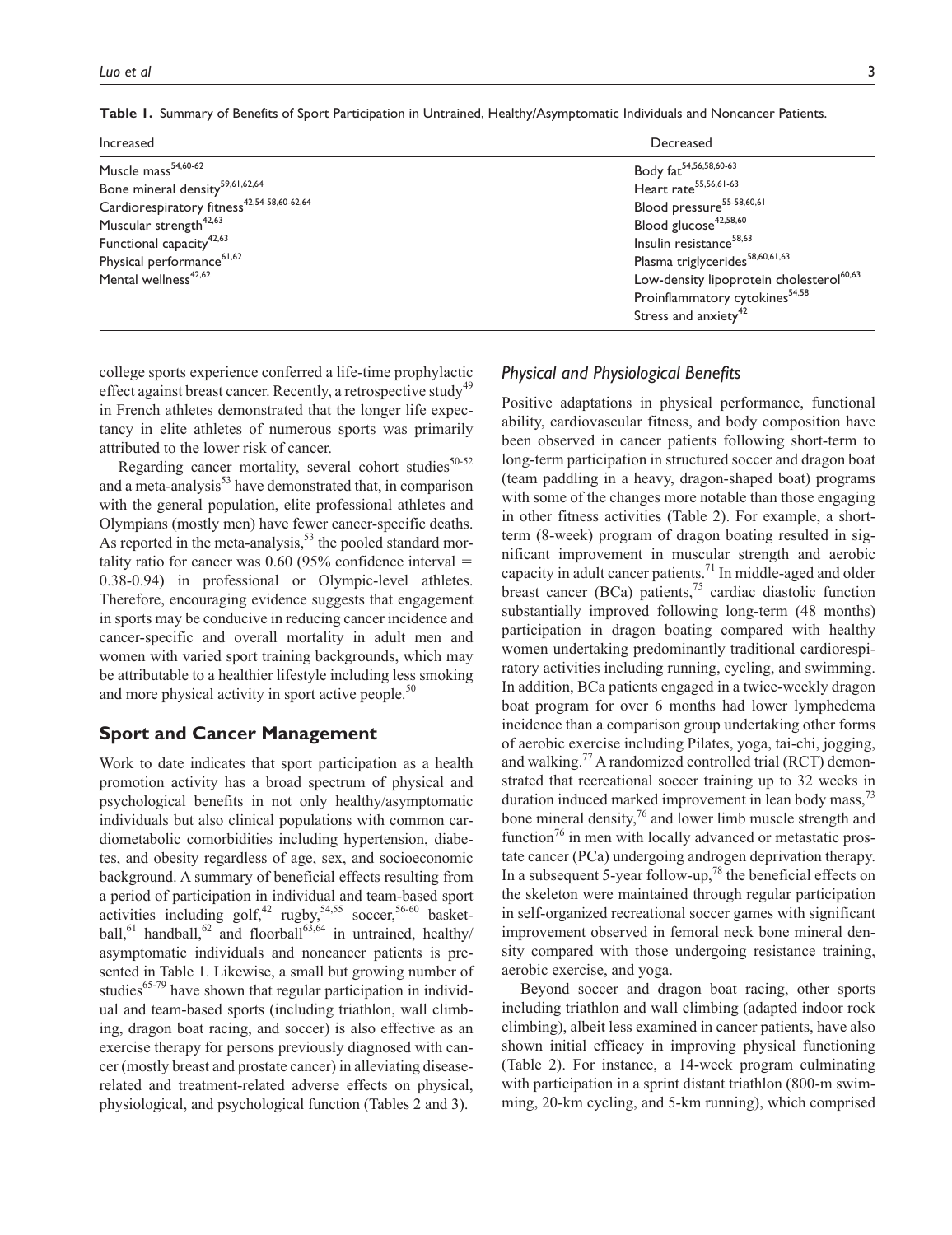**Table 1.** Summary of Benefits of Sport Participation in Untrained, Healthy/Asymptomatic Individuals and Noncancer Patients.

| Increased | Decreased |
|---|---|
| Muscle mass[54,60-62] | Body fat[54,56,58,60-63] |
| Bone mineral density[59,61,62,64] | Heart rate[55,56,61-63] |
| Cardiorespiratory fitness[42,54-58,60-62,64] | Blood pressure[55-58,60,61] |
| Muscular strength[42,63] | Blood glucose[42,58,60] |
| Functional capacity[42,63] | Insulin resistance[58,63] |
| Physical performance[61,62] | Plasma triglycerides[58,60,61,63] |
| Mental wellness[42,62] | Low-density lipoprotein cholesterol[60,63] |
| | Proinflammatory cytokines[54,58] |
| | Stress and anxiety[42] |

college sports experience conferred a life-time prophylactic effect against breast cancer. Recently, a retrospective study[49] in French athletes demonstrated that the longer life expectancy in elite athletes of numerous sports was primarily attributed to the lower risk of cancer.

Regarding cancer mortality, several cohort studies[50-52] and a meta-analysis[53] have demonstrated that, in comparison with the general population, elite professional athletes and Olympians (mostly men) have fewer cancer-specific deaths. As reported in the meta-analysis,[53] the pooled standard mortality ratio for cancer was 0.60 (95% confidence interval = 0.38-0.94) in professional or Olympic-level athletes. Therefore, encouraging evidence suggests that engagement in sports may be conducive in reducing cancer incidence and cancer-specific and overall mortality in adult men and women with varied sport training backgrounds, which may be attributable to a healthier lifestyle including less smoking and more physical activity in sport active people.[50]

## Sport and Cancer Management

Work to date indicates that sport participation as a health promotion activity has a broad spectrum of physical and psychological benefits in not only healthy/asymptomatic individuals but also clinical populations with common cardiometabolic comorbidities including hypertension, diabetes, and obesity regardless of age, sex, and socioeconomic background. A summary of beneficial effects resulting from a period of participation in individual and team-based sport activities including golf,[42] rugby,[54,55] soccer,[56-60] basketball,[61] handball,[62] and floorball[63,64] in untrained, healthy/asymptomatic individuals and noncancer patients is presented in Table 1. Likewise, a small but growing number of studies[65-79] have shown that regular participation in individual and team-based sports (including triathlon, wall climbing, dragon boat racing, and soccer) is also effective as an exercise therapy for persons previously diagnosed with cancer (mostly breast and prostate cancer) in alleviating disease-related and treatment-related adverse effects on physical, physiological, and psychological function (Tables 2 and 3).

### *Physical and Physiological Benefits*

Positive adaptations in physical performance, functional ability, cardiovascular fitness, and body composition have been observed in cancer patients following short-term to long-term participation in structured soccer and dragon boat (team paddling in a heavy, dragon-shaped boat) programs with some of the changes more notable than those engaging in other fitness activities (Table 2). For example, a short-term (8-week) program of dragon boating resulted in significant improvement in muscular strength and aerobic capacity in adult cancer patients.[71] In middle-aged and older breast cancer (BCa) patients,[75] cardiac diastolic function substantially improved following long-term (48 months) participation in dragon boating compared with healthy women undertaking predominantly traditional cardiorespiratory activities including running, cycling, and swimming. In addition, BCa patients engaged in a twice-weekly dragon boat program for over 6 months had lower lymphedema incidence than a comparison group undertaking other forms of aerobic exercise including Pilates, yoga, tai-chi, jogging, and walking.[77] A randomized controlled trial (RCT) demonstrated that recreational soccer training up to 32 weeks in duration induced marked improvement in lean body mass,[73] bone mineral density,[76] and lower limb muscle strength and function[76] in men with locally advanced or metastatic prostate cancer (PCa) undergoing androgen deprivation therapy. In a subsequent 5-year follow-up,[78] the beneficial effects on the skeleton were maintained through regular participation in self-organized recreational soccer games with significant improvement observed in femoral neck bone mineral density compared with those undergoing resistance training, aerobic exercise, and yoga.

Beyond soccer and dragon boat racing, other sports including triathlon and wall climbing (adapted indoor rock climbing), albeit less examined in cancer patients, have also shown initial efficacy in improving physical functioning (Table 2). For instance, a 14-week program culminating with participation in a sprint distant triathlon (800-m swimming, 20-km cycling, and 5-km running), which comprised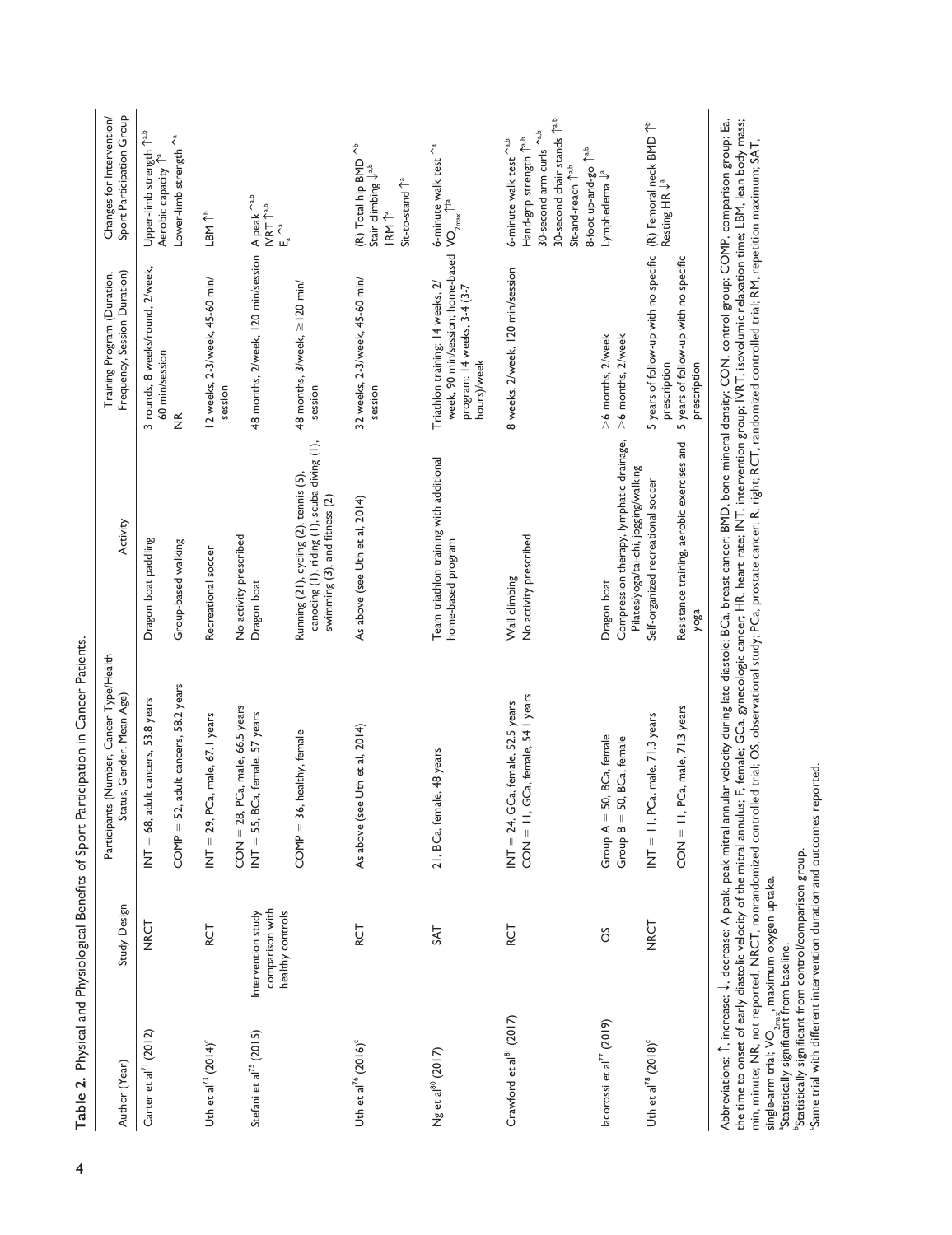**Table 2.** Physical and Physiological Benefits of Sport Participation in Cancer Patients.

| Author (Year) | Study Design | Participants (Number, Cancer Type/Health Status, Gender, Mean Age) | Activity | Training Program (Duration, Frequency, Session Duration) | Changes for Intervention/ Sport Participation Group |
|---|---|---|---|---|---|
| Carter et al[71] (2012) | NRCT | INT = 68, adult cancers, 53.8 years | Dragon boat paddling | 3 rounds, 8 weeks/round, 2/week, 60 min/session | Upper-limb strength ↑[a,b] Aerobic capacity ↑[a] |
| | | COMP = 52, adult cancers, 58.2 years | Group-based walking | NR | Lower-limb strength ↑[a] |
| Uth et al[73] (2014)[c] | RCT | INT = 29, PCa, male, 67.1 years | Recreational soccer | 12 weeks, 2-3/week, 45-60 min/session | LBM ↑[b] |
| | | CON = 28, PCa, male, 66.5 years | No activity prescribed | | |
| Stefani et al[75] (2015) | Intervention study comparison with healthy controls | INT = 55, BCa, female, 57 years | Dragon boat | 48 months, 2/week, 120 min/session | A peak ↑[a,b] IVRT ↑[a,b] $E_a$ ↑[a] |
| | | COMP = 36, healthy, female | Running (21), cycling (2), tennis (5), canoeing (1), riding (1), scuba diving (1), swimming (3), and fitness (2) | 48 months, 3/week, ≥120 min/session | |
| Uth et al[76] (2016)[c] | RCT | As above (see Uth et al, 2014) | As above (see Uth et al, 2014) | 32 weeks, 2-3/week, 45-60 min/session | (R) Total hip BMD ↑[b] Stair climbing ↓[a,b] 1RM ↑[a] Sit-to-stand ↑[a] |
| Ng et al[80] (2017) | SAT | 21, BCa, female, 48 years | Team triathlon training with additional home-based program | Triathlon training: 14 weeks, 2/week, 90 min/session; home-based program: 14 weeks, 3-4 (3-7 hours)/week | 6-minute walk test ↑[a] $VO_{2max}$ ↑[a] |
| Crawford et al[81] (2017) | RCT | INT = 24, GCa, female, 52.5 years | Wall climbing | 8 weeks, 2/week, 120 min/session | 6-minute walk test ↑[a,b] Hand-grip strength ↑[a,b] 30-second arm curls ↑[a,b] 30-second chair stands ↑[a,b] Sit-and-reach ↑[a,b] 8-foot up-and-go ↑[a,b] |
| | | CON = 11, GCa, female, 54.1 years | No activity prescribed | | |
| Iacorossi et al[77] (2019) | OS | Group A = 50, BCa, female | Dragon boat | >6 months, 2/week | Lymphedema ↓[a] |
| | | Group B = 50, BCa, female | Compression therapy, lymphatic drainage, Pilates/yoga/tai-chi, jogging/walking | >6 months, 2/week | |
| Uth et al[78] (2018)[c] | NRCT | INT = 11, PCa, male, 71.3 years | Self-organized recreational soccer | 5 years of follow-up with no specific prescription | (R) Femoral neck BMD ↑[b] Resting HR ↓[a] |
| | | CON = 11, PCa, male, 71.3 years | Resistance training, aerobic exercises and yoga | 5 years of follow-up with no specific prescription | |

Abbreviations: ↑, increase; ↓, decrease; A peak, peak mitral annular velocity during late diastole; BCa, breast cancer; BMD, bone mineral density; CON, control group; COMP, comparison group; Ea, the time to onset of early diastolic velocity of the mitral annulus; F, female; GCa, gynecologic cancer; HR, heart rate; INT, intervention group; IVRT, isovolumic relaxation time; LBM, lean body mass; min, minute; NR, not reported; NRCT, nonrandomized controlled trial; OS, observational study; PCa, prostate cancer; R, right; RCT, randomized controlled trial; RM, repetition maximum; SAT, single-arm trial; $VO_{2max}$, maximum oxygen uptake.

[a]Statistically significant from baseline.

[b]Statistically significant from control/comparison group.

[c]Same trial with different intervention duration and outcomes reported.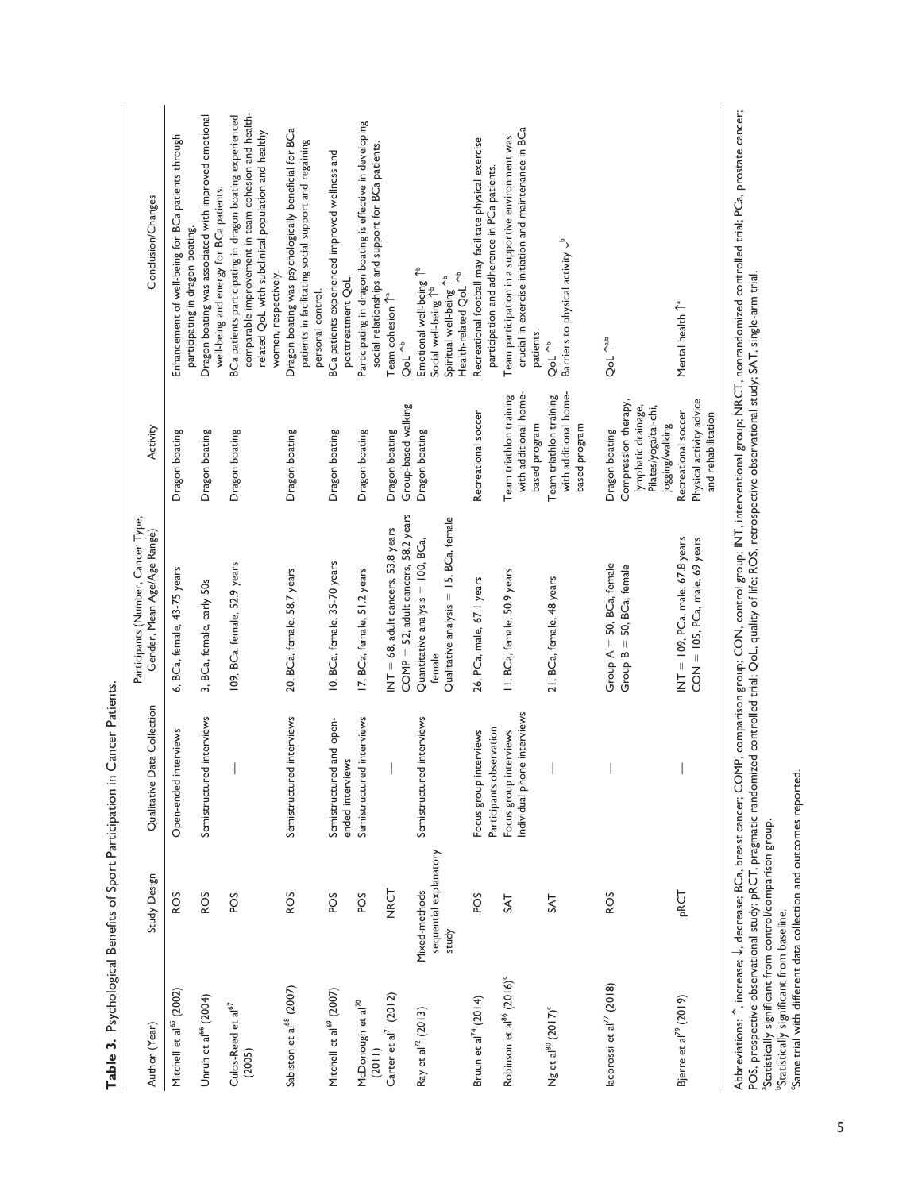**Table 3.** Psychological Benefits of Sport Participation in Cancer Patients.

| Author (Year) | Study Design | Qualitative Data Collection | Participants (Number, Cancer Type, Gender, Mean Age/Age Range) | Activity | Conclusion/Changes |
|---|---|---|---|---|---|
| Mitchell et al[65] (2002) | ROS | Open-ended interviews | 6, BCa, female, 43-75 years | Dragon boating | Enhancement of well-being for BCa patients through participating in dragon boating. |
| Unruh et al[66] (2004) | ROS | Semistructured interviews | 3, BCa, female, early 50s | Dragon boating | Dragon boating was associated with improved emotional well-being and energy for BCa patients. |
| Culos-Reed et al[67] (2005) | POS | — | 109, BCa, female, 52.9 years | Dragon boating | BCa patients participating in dragon boating experienced comparable improvement in team cohesion and health-related QoL with subclinical population and healthy women, respectively. |
| Sabiston et al[68] (2007) | ROS | Semistructured interviews | 20, BCa, female, 58.7 years | Dragon boating | Dragon boating was psychologically beneficial for BCa patients in facilitating social support and regaining personal control. |
| Mitchell et al[69] (2007) | POS | Semistructured and open-ended interviews | 10, BCa, female, 35-70 years | Dragon boating | BCa patients experienced improved wellness and posttreatment QoL. |
| McDonough et al[70] (2011) | POS | Semistructured interviews | 17, BCa, female, 51.2 years | Dragon boating | Participating in dragon boating is effective in developing social relationships and support for BCa patients. |
| Carter et al[71] (2012) | NRCT | — | INT = 68, adult cancers, 53.8 years<br>COMP = 52, adult cancers, 58.2 years | Dragon boating<br>Group-based walking | Team cohesion ↑[a]<br>QoL ↑[b] |
| Ray et al[72] (2013) | Mixed-methods sequential explanatory study | Semistructured interviews | Quantitative analysis = 100, BCa, female<br>Qualitative analysis = 15, BCa, female | Dragon boating | Emotional well-being ↑[b]<br>Social well-being ↑[b]<br>Spiritual well-being ↑[b]<br>Health-related QoL ↑[b] |
| Bruun et al[74] (2014) | POS | Focus group interviews<br>Participants observation | 26, PCa, male, 67.1 years | Recreational soccer | Recreational football may facilitate physical exercise participation and adherence in PCa patients. |
| Robinson et al[86] (2016)[c] | SAT | Focus group interviews<br>Individual phone interviews | 11, BCa, female, 50.9 years | Team triathlon training with additional home-based program | Team participation in a supportive environment was crucial in exercise initiation and maintenance in BCa patients. |
| Ng et al[80] (2017)[c] | SAT | — | 21, BCa, female, 48 years | Team triathlon training with additional home-based program | QoL ↑[b]<br>Barriers to physical activity ↓[b] |
| Iacorossi et al[77] (2018) | ROS | — | Group A = 50, BCa, female<br>Group B = 50, BCa, female | Dragon boating<br>Compression therapy, lymphatic drainage, Pilates/yoga/tai-chi, jogging/walking | QoL ↑[a,b] |
| Bjerre et al[79] (2019) | pRCT | — | INT = 109, PCa, male, 67.8 years<br>CON = 105, PCa, male, 69 years | Recreational soccer<br>Physical activity advice and rehabilitation | Mental health ↑[a] |

Abbreviations: ↑, increase; ↓, decrease; BCa, breast cancer; COMP, comparison group; CON, control group; INT, interventional group; NRCT, nonrandomized controlled trial; PCa, prostate cancer; POS, prospective observational study; pRCT, pragmatic randomized controlled trial; QoL, quality of life; ROS, retrospective observational study; SAT, single-arm trial.
[a]Statistically significant from control/comparison group.
[b]Statistically significant from baseline.
[c]Same trial with different data collection and outcomes reported.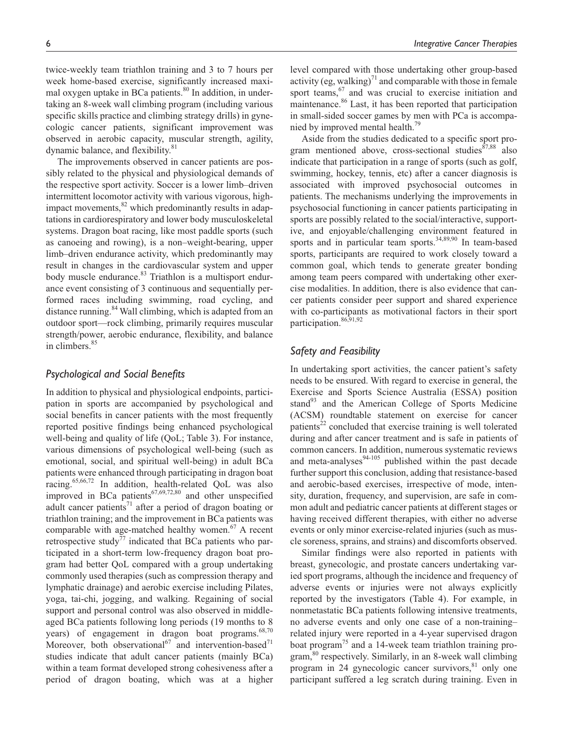twice-weekly team triathlon training and 3 to 7 hours per week home-based exercise, significantly increased maximal oxygen uptake in BCa patients.[80] In addition, in undertaking an 8-week wall climbing program (including various specific skills practice and climbing strategy drills) in gynecologic cancer patients, significant improvement was observed in aerobic capacity, muscular strength, agility, dynamic balance, and flexibility.[81]

The improvements observed in cancer patients are possibly related to the physical and physiological demands of the respective sport activity. Soccer is a lower limb–driven intermittent locomotor activity with various vigorous, high-impact movements,[82] which predominantly results in adaptations in cardiorespiratory and lower body musculoskeletal systems. Dragon boat racing, like most paddle sports (such as canoeing and rowing), is a non–weight-bearing, upper limb–driven endurance activity, which predominantly may result in changes in the cardiovascular system and upper body muscle endurance.[83] Triathlon is a multisport endurance event consisting of 3 continuous and sequentially performed races including swimming, road cycling, and distance running.[84] Wall climbing, which is adapted from an outdoor sport—rock climbing, primarily requires muscular strength/power, aerobic endurance, flexibility, and balance in climbers.[85]

### Psychological and Social Benefits

In addition to physical and physiological endpoints, participation in sports are accompanied by psychological and social benefits in cancer patients with the most frequently reported positive findings being enhanced psychological well-being and quality of life (QoL; Table 3). For instance, various dimensions of psychological well-being (such as emotional, social, and spiritual well-being) in adult BCa patients were enhanced through participating in dragon boat racing.[65,66,72] In addition, health-related QoL was also improved in BCa patients[67,69,72,80] and other unspecified adult cancer patients[71] after a period of dragon boating or triathlon training; and the improvement in BCa patients was comparable with age-matched healthy women.[67] A recent retrospective study[77] indicated that BCa patients who participated in a short-term low-frequency dragon boat program had better QoL compared with a group undertaking commonly used therapies (such as compression therapy and lymphatic drainage) and aerobic exercise including Pilates, yoga, tai-chi, jogging, and walking. Regaining of social support and personal control was also observed in middle-aged BCa patients following long periods (19 months to 8 years) of engagement in dragon boat programs.[68,70] Moreover, both observational[67] and intervention-based[71] studies indicate that adult cancer patients (mainly BCa) within a team format developed strong cohesiveness after a period of dragon boating, which was at a higher level compared with those undertaking other group-based activity (eg, walking)[71] and comparable with those in female sport teams,[67] and was crucial to exercise initiation and maintenance.[86] Last, it has been reported that participation in small-sided soccer games by men with PCa is accompanied by improved mental health.[79]

Aside from the studies dedicated to a specific sport program mentioned above, cross-sectional studies[87,88] also indicate that participation in a range of sports (such as golf, swimming, hockey, tennis, etc) after a cancer diagnosis is associated with improved psychosocial outcomes in patients. The mechanisms underlying the improvements in psychosocial functioning in cancer patients participating in sports are possibly related to the social/interactive, supportive, and enjoyable/challenging environment featured in sports and in particular team sports.[34,89,90] In team-based sports, participants are required to work closely toward a common goal, which tends to generate greater bonding among team peers compared with undertaking other exercise modalities. In addition, there is also evidence that cancer patients consider peer support and shared experience with co-participants as motivational factors in their sport participation.[86,91,92]

### Safety and Feasibility

In undertaking sport activities, the cancer patient's safety needs to be ensured. With regard to exercise in general, the Exercise and Sports Science Australia (ESSA) position stand[93] and the American College of Sports Medicine (ACSM) roundtable statement on exercise for cancer patients[22] concluded that exercise training is well tolerated during and after cancer treatment and is safe in patients of common cancers. In addition, numerous systematic reviews and meta-analyses[94-105] published within the past decade further support this conclusion, adding that resistance-based and aerobic-based exercises, irrespective of mode, intensity, duration, frequency, and supervision, are safe in common adult and pediatric cancer patients at different stages or having received different therapies, with either no adverse events or only minor exercise-related injuries (such as muscle soreness, sprains, and strains) and discomforts observed.

Similar findings were also reported in patients with breast, gynecologic, and prostate cancers undertaking varied sport programs, although the incidence and frequency of adverse events or injuries were not always explicitly reported by the investigators (Table 4). For example, in nonmetastatic BCa patients following intensive treatments, no adverse events and only one case of a non-training–related injury were reported in a 4-year supervised dragon boat program[75] and a 14-week team triathlon training program,[80] respectively. Similarly, in an 8-week wall climbing program in 24 gynecologic cancer survivors,[81] only one participant suffered a leg scratch during training. Even in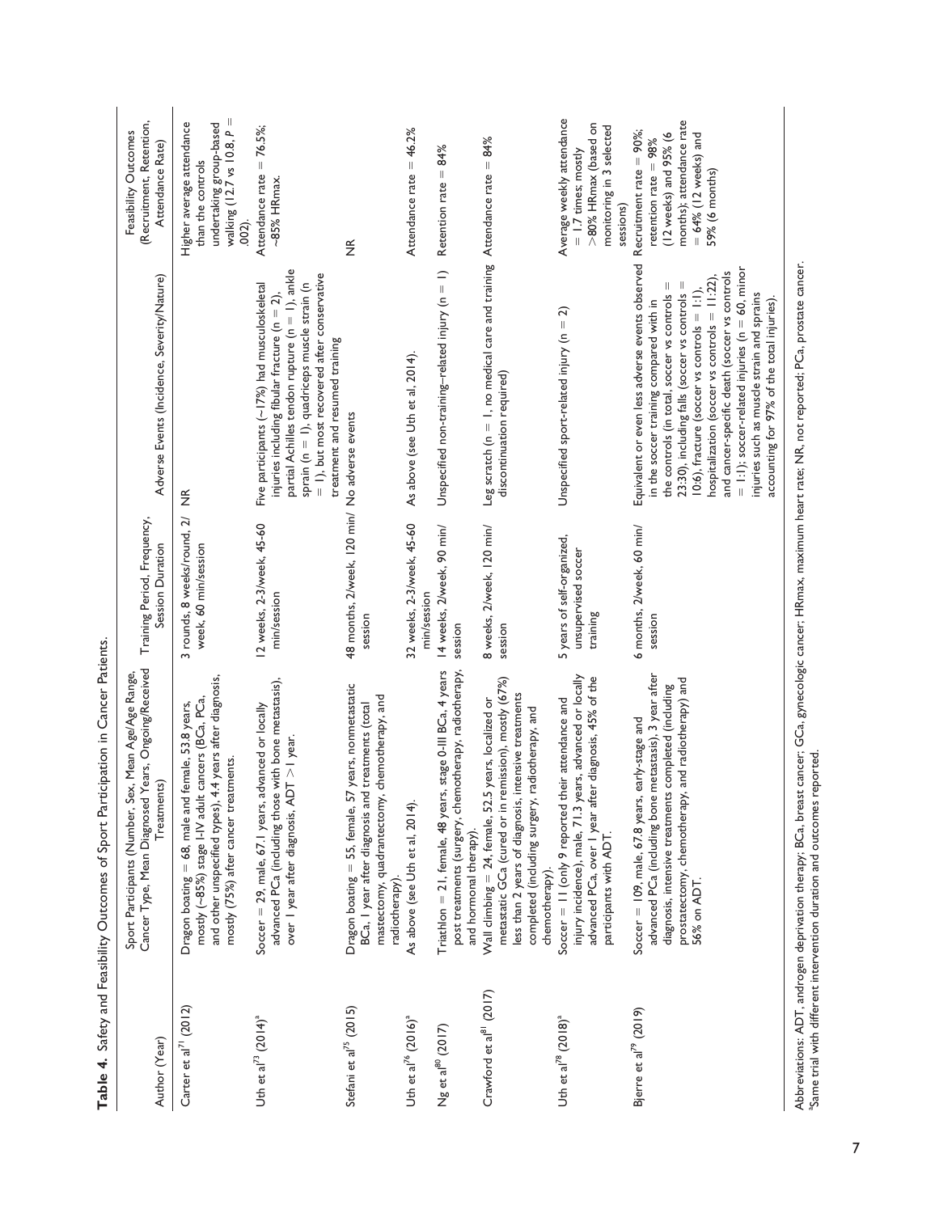**Table 4.** Safety and Feasibility Outcomes of Sport Participation in Cancer Patients.

| Author (Year) | Sport Participants (Number, Sex, Mean Age/Age Range, Cancer Type, Mean Diagnosed Years, Ongoing/Received Treatments) | Training Period, Frequency, Session Duration | Adverse Events (Incidence, Severity/Nature) | Feasibility Outcomes (Recruitment, Retention, Attendance Rate) |
|---|---|---|---|---|
| Carter et al[71] (2012) | Dragon boating = 68, male and female, 53.8 years, mostly (~85%) stage I-IV adult cancers (BCa, PCa, and other unspecified types), 4.4 years after diagnosis, mostly (75%) after cancer treatments. | 3 rounds, 8 weeks/round, 2/week, 60 min/session | NR | Higher average attendance than the controls undertaking group-based walking (12.7 vs 10.8, $P = .002$). |
| Uth et al[73] (2014)[a] | Soccer = 29, male, 67.1 years, advanced or locally advanced PCa (including those with bone metastasis), over 1 year after diagnosis, ADT >1 year. | 12 weeks, 2-3/week, 45-60 min/session | Five participants (~17%) had musculoskeletal injuries including fibular fracture (n = 2), partial Achilles tendon rupture (n = 1), ankle sprain (n = 1), quadriceps muscle strain (n = 1), but most recovered after conservative treatment and resumed training | Attendance rate = 76.5%; ~85% HRmax. |
| Stefani et al[75] (2015) | Dragon boating = 55, female, 57 years, nonmetastatic BCa, 1 year after diagnosis and treatments (total mastectomy, quadrantectomy, chemotherapy, and radiotherapy). | 48 months, 2/week, 120 min/session | No adverse events | NR |
| Uth et al[76] (2016)[a] | As above (see Uth et al, 2014). | 32 weeks, 2-3/week, 45-60 min/session | As above (see Uth et al, 2014). | Attendance rate = 46.2% |
| Ng et al[80] (2017) | Triathlon = 21, female, 48 years, stage 0-III BCa, 4 years post treatments (surgery, chemotherapy, radiotherapy, and hormonal therapy). | 14 weeks, 2/week, 90 min/session | Unspecified non-training–related injury (n = 1) | Retention rate = 84% |
| Crawford et al[81] (2017) | Wall climbing = 24, female, 52.5 years, localized or metastatic GCa (cured or in remission), mostly (67%) less than 2 years of diagnosis, intensive treatments completed (including surgery, radiotherapy, and chemotherapy). | 8 weeks, 2/week, 120 min/session | Leg scratch (n = 1, no medical care and training discontinuation required) | Attendance rate = 84% |
| Uth et al[78] (2018)[a] | Soccer = 11 (only 9 reported their attendance and injury incidence), male, 71.3 years, advanced or locally advanced PCa, over 1 year after diagnosis, 45% of the participants with ADT. | 5 years of self-organized, unsupervised soccer training | Unspecified sport-related injury (n = 2) | Average weekly attendance = 1.7 times; mostly >80% HRmax (based on monitoring in 3 selected sessions) |
| Bjerre et al[79] (2019) | Soccer = 109, male, 67.8 years, early-stage and advanced PCa (including bone metastasis), 3 year after diagnosis, intensive treatments completed (including prostatectomy, chemotherapy, and radiotherapy) and 56% on ADT. | 6 months, 2/week, 60 min/session | Equivalent or even less adverse events observed in the soccer training compared with in the controls (in total, soccer vs controls = 23:30), including falls (soccer vs controls = 10:6), fracture (soccer vs controls = 1:1), hospitalization (soccer vs controls = 11:22), and cancer-specific death (soccer vs controls = 1:1); soccer-related injuries (n = 60, minor injuries such as muscle strain and sprains accounting for 97% of the total injuries). | Recruitment rate = 90%; retention rate = 98% (12 weeks) and 95% (6 months); attendance rate = 64% (12 weeks) and 59% (6 months) |

Abbreviations: ADT, androgen deprivation therapy; BCa, breast cancer; GCa, gynecologic cancer; HRmax, maximum heart rate; NR, not reported; PCa, prostate cancer.
[a]Same trial with different intervention duration and outcomes reported.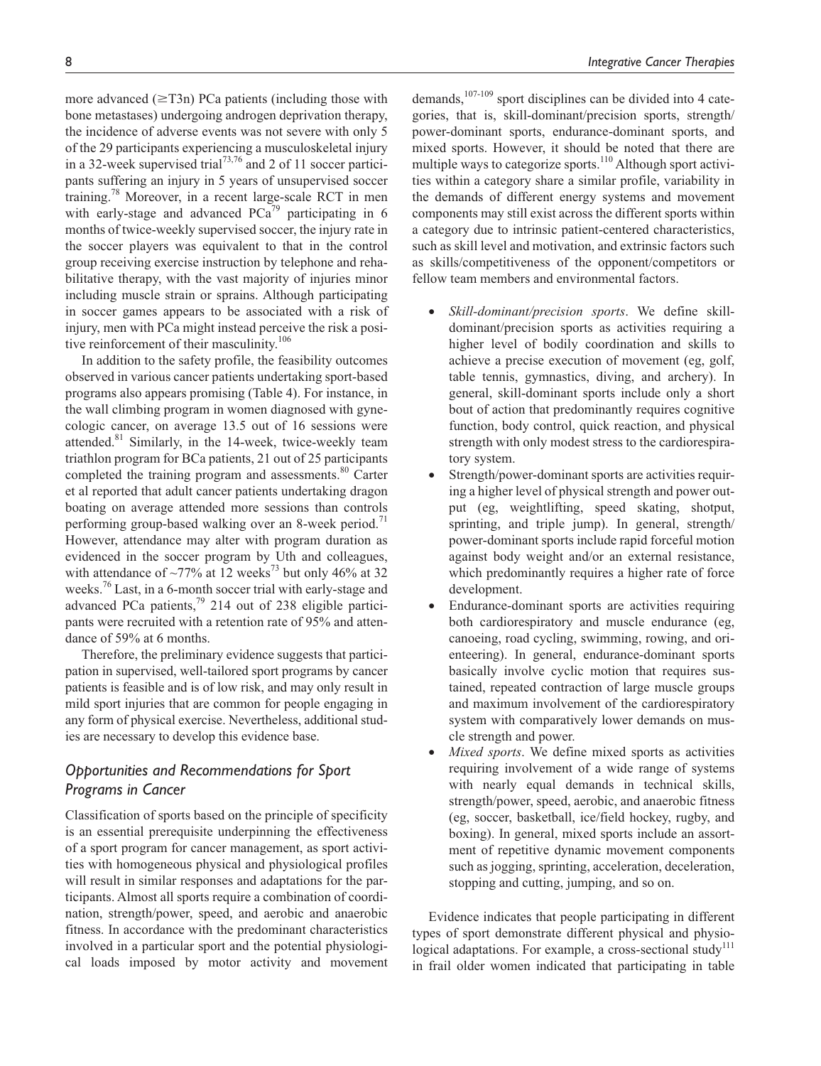more advanced (≥T3n) PCa patients (including those with bone metastases) undergoing androgen deprivation therapy, the incidence of adverse events was not severe with only 5 of the 29 participants experiencing a musculoskeletal injury in a 32-week supervised trial[73,76] and 2 of 11 soccer participants suffering an injury in 5 years of unsupervised soccer training.[78] Moreover, in a recent large-scale RCT in men with early-stage and advanced PCa[79] participating in 6 months of twice-weekly supervised soccer, the injury rate in the soccer players was equivalent to that in the control group receiving exercise instruction by telephone and rehabilitative therapy, with the vast majority of injuries minor including muscle strain or sprains. Although participating in soccer games appears to be associated with a risk of injury, men with PCa might instead perceive the risk a positive reinforcement of their masculinity.[106]

In addition to the safety profile, the feasibility outcomes observed in various cancer patients undertaking sport-based programs also appears promising (Table 4). For instance, in the wall climbing program in women diagnosed with gynecologic cancer, on average 13.5 out of 16 sessions were attended.[81] Similarly, in the 14-week, twice-weekly team triathlon program for BCa patients, 21 out of 25 participants completed the training program and assessments.[80] Carter et al reported that adult cancer patients undertaking dragon boating on average attended more sessions than controls performing group-based walking over an 8-week period.[71] However, attendance may alter with program duration as evidenced in the soccer program by Uth and colleagues, with attendance of ~77% at 12 weeks[73] but only 46% at 32 weeks.[76] Last, in a 6-month soccer trial with early-stage and advanced PCa patients,[79] 214 out of 238 eligible participants were recruited with a retention rate of 95% and attendance of 59% at 6 months.

Therefore, the preliminary evidence suggests that participation in supervised, well-tailored sport programs by cancer patients is feasible and is of low risk, and may only result in mild sport injuries that are common for people engaging in any form of physical exercise. Nevertheless, additional studies are necessary to develop this evidence base.

## *Opportunities and Recommendations for Sport Programs in Cancer*

Classification of sports based on the principle of specificity is an essential prerequisite underpinning the effectiveness of a sport program for cancer management, as sport activities with homogeneous physical and physiological profiles will result in similar responses and adaptations for the participants. Almost all sports require a combination of coordination, strength/power, speed, and aerobic and anaerobic fitness. In accordance with the predominant characteristics involved in a particular sport and the potential physiological loads imposed by motor activity and movement demands,[107-109] sport disciplines can be divided into 4 categories, that is, skill-dominant/precision sports, strength/power-dominant sports, endurance-dominant sports, and mixed sports. However, it should be noted that there are multiple ways to categorize sports.[110] Although sport activities within a category share a similar profile, variability in the demands of different energy systems and movement components may still exist across the different sports within a category due to intrinsic patient-centered characteristics, such as skill level and motivation, and extrinsic factors such as skills/competitiveness of the opponent/competitors or fellow team members and environmental factors.

- *Skill-dominant/precision sports*. We define skill-dominant/precision sports as activities requiring a higher level of bodily coordination and skills to achieve a precise execution of movement (eg, golf, table tennis, gymnastics, diving, and archery). In general, skill-dominant sports include only a short bout of action that predominantly requires cognitive function, body control, quick reaction, and physical strength with only modest stress to the cardiorespiratory system.
- Strength/power-dominant sports are activities requiring a higher level of physical strength and power output (eg, weightlifting, speed skating, shotput, sprinting, and triple jump). In general, strength/power-dominant sports include rapid forceful motion against body weight and/or an external resistance, which predominantly requires a higher rate of force development.
- Endurance-dominant sports are activities requiring both cardiorespiratory and muscle endurance (eg, canoeing, road cycling, swimming, rowing, and orienteering). In general, endurance-dominant sports basically involve cyclic motion that requires sustained, repeated contraction of large muscle groups and maximum involvement of the cardiorespiratory system with comparatively lower demands on muscle strength and power.
- *Mixed sports*. We define mixed sports as activities requiring involvement of a wide range of systems with nearly equal demands in technical skills, strength/power, speed, aerobic, and anaerobic fitness (eg, soccer, basketball, ice/field hockey, rugby, and boxing). In general, mixed sports include an assortment of repetitive dynamic movement components such as jogging, sprinting, acceleration, deceleration, stopping and cutting, jumping, and so on.

Evidence indicates that people participating in different types of sport demonstrate different physical and physiological adaptations. For example, a cross-sectional study[111] in frail older women indicated that participating in table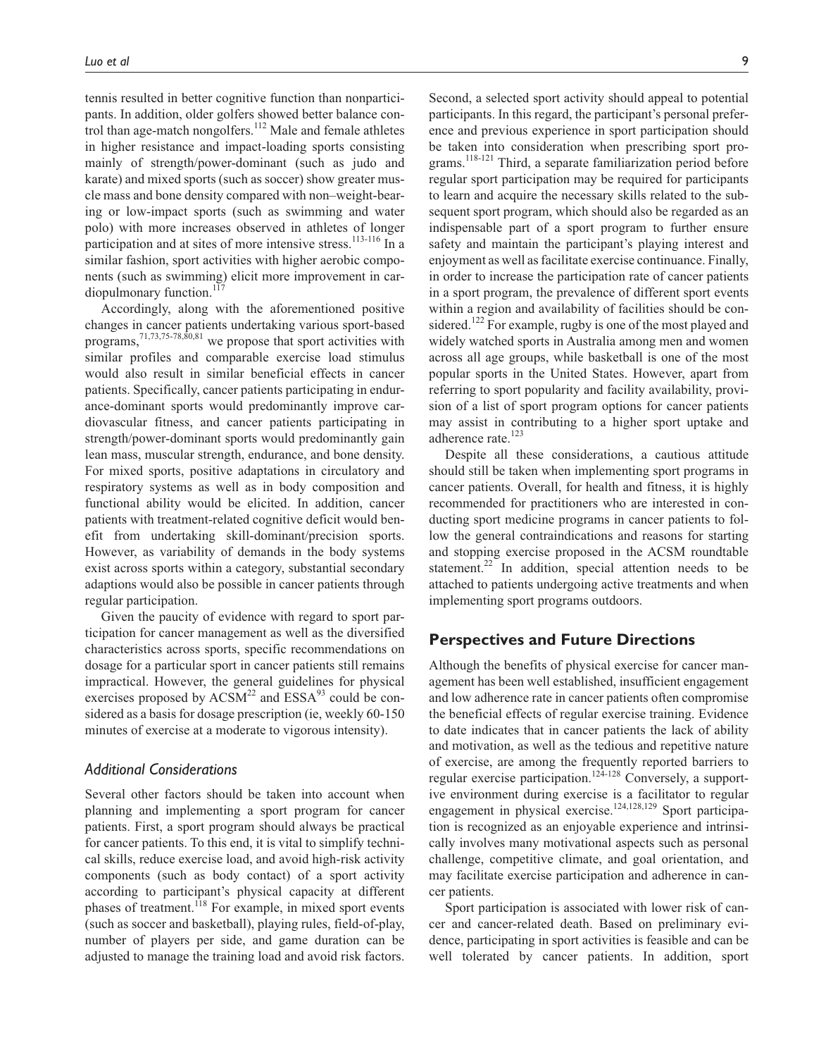tennis resulted in better cognitive function than nonparticipants. In addition, older golfers showed better balance control than age-match nongolfers.[112] Male and female athletes in higher resistance and impact-loading sports consisting mainly of strength/power-dominant (such as judo and karate) and mixed sports (such as soccer) show greater muscle mass and bone density compared with non–weight-bearing or low-impact sports (such as swimming and water polo) with more increases observed in athletes of longer participation and at sites of more intensive stress.[113-116] In a similar fashion, sport activities with higher aerobic components (such as swimming) elicit more improvement in cardiopulmonary function.[117]

Accordingly, along with the aforementioned positive changes in cancer patients undertaking various sport-based programs,[71,73,75-78,80,81] we propose that sport activities with similar profiles and comparable exercise load stimulus would also result in similar beneficial effects in cancer patients. Specifically, cancer patients participating in endurance-dominant sports would predominantly improve cardiovascular fitness, and cancer patients participating in strength/power-dominant sports would predominantly gain lean mass, muscular strength, endurance, and bone density. For mixed sports, positive adaptations in circulatory and respiratory systems as well as in body composition and functional ability would be elicited. In addition, cancer patients with treatment-related cognitive deficit would benefit from undertaking skill-dominant/precision sports. However, as variability of demands in the body systems exist across sports within a category, substantial secondary adaptions would also be possible in cancer patients through regular participation.

Given the paucity of evidence with regard to sport participation for cancer management as well as the diversified characteristics across sports, specific recommendations on dosage for a particular sport in cancer patients still remains impractical. However, the general guidelines for physical exercises proposed by ACSM[22] and ESSA[93] could be considered as a basis for dosage prescription (ie, weekly 60-150 minutes of exercise at a moderate to vigorous intensity).

### *Additional Considerations*

Several other factors should be taken into account when planning and implementing a sport program for cancer patients. First, a sport program should always be practical for cancer patients. To this end, it is vital to simplify technical skills, reduce exercise load, and avoid high-risk activity components (such as body contact) of a sport activity according to participant's physical capacity at different phases of treatment.[118] For example, in mixed sport events (such as soccer and basketball), playing rules, field-of-play, number of players per side, and game duration can be adjusted to manage the training load and avoid risk factors. Second, a selected sport activity should appeal to potential participants. In this regard, the participant's personal preference and previous experience in sport participation should be taken into consideration when prescribing sport programs.[118-121] Third, a separate familiarization period before regular sport participation may be required for participants to learn and acquire the necessary skills related to the subsequent sport program, which should also be regarded as an indispensable part of a sport program to further ensure safety and maintain the participant's playing interest and enjoyment as well as facilitate exercise continuance. Finally, in order to increase the participation rate of cancer patients in a sport program, the prevalence of different sport events within a region and availability of facilities should be considered.[122] For example, rugby is one of the most played and widely watched sports in Australia among men and women across all age groups, while basketball is one of the most popular sports in the United States. However, apart from referring to sport popularity and facility availability, provision of a list of sport program options for cancer patients may assist in contributing to a higher sport uptake and adherence rate.[123]

Despite all these considerations, a cautious attitude should still be taken when implementing sport programs in cancer patients. Overall, for health and fitness, it is highly recommended for practitioners who are interested in conducting sport medicine programs in cancer patients to follow the general contraindications and reasons for starting and stopping exercise proposed in the ACSM roundtable statement.[22] In addition, special attention needs to be attached to patients undergoing active treatments and when implementing sport programs outdoors.

## Perspectives and Future Directions

Although the benefits of physical exercise for cancer management has been well established, insufficient engagement and low adherence rate in cancer patients often compromise the beneficial effects of regular exercise training. Evidence to date indicates that in cancer patients the lack of ability and motivation, as well as the tedious and repetitive nature of exercise, are among the frequently reported barriers to regular exercise participation.[124-128] Conversely, a supportive environment during exercise is a facilitator to regular engagement in physical exercise.[124,128,129] Sport participation is recognized as an enjoyable experience and intrinsically involves many motivational aspects such as personal challenge, competitive climate, and goal orientation, and may facilitate exercise participation and adherence in cancer patients.

Sport participation is associated with lower risk of cancer and cancer-related death. Based on preliminary evidence, participating in sport activities is feasible and can be well tolerated by cancer patients. In addition, sport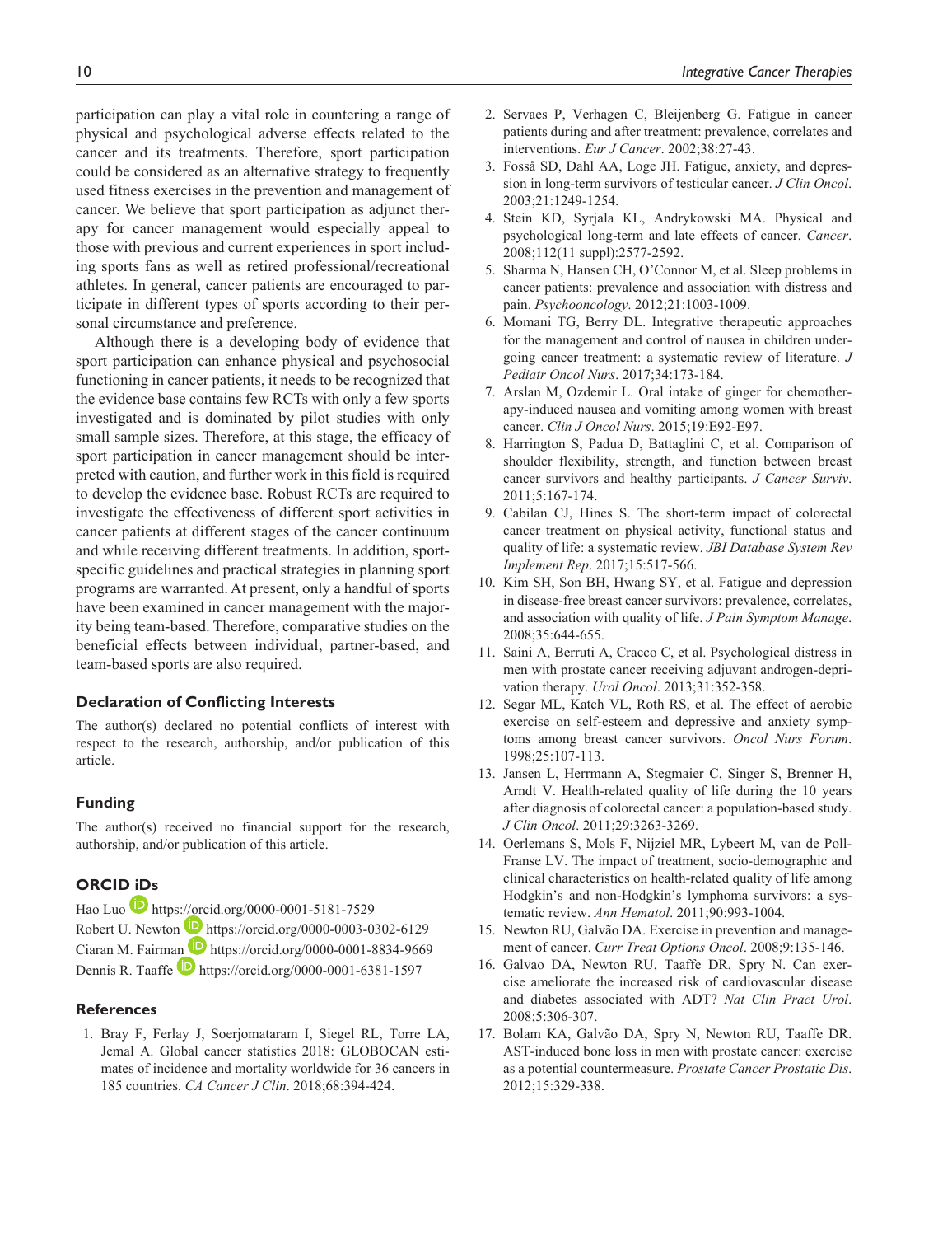participation can play a vital role in countering a range of physical and psychological adverse effects related to the cancer and its treatments. Therefore, sport participation could be considered as an alternative strategy to frequently used fitness exercises in the prevention and management of cancer. We believe that sport participation as adjunct therapy for cancer management would especially appeal to those with previous and current experiences in sport including sports fans as well as retired professional/recreational athletes. In general, cancer patients are encouraged to participate in different types of sports according to their personal circumstance and preference.

Although there is a developing body of evidence that sport participation can enhance physical and psychosocial functioning in cancer patients, it needs to be recognized that the evidence base contains few RCTs with only a few sports investigated and is dominated by pilot studies with only small sample sizes. Therefore, at this stage, the efficacy of sport participation in cancer management should be interpreted with caution, and further work in this field is required to develop the evidence base. Robust RCTs are required to investigate the effectiveness of different sport activities in cancer patients at different stages of the cancer continuum and while receiving different treatments. In addition, sport-specific guidelines and practical strategies in planning sport programs are warranted. At present, only a handful of sports have been examined in cancer management with the majority being team-based. Therefore, comparative studies on the beneficial effects between individual, partner-based, and team-based sports are also required.

## Declaration of Conflicting Interests

The author(s) declared no potential conflicts of interest with respect to the research, authorship, and/or publication of this article.

## Funding

The author(s) received no financial support for the research, authorship, and/or publication of this article.

## ORCID iDs

Hao Luo https://orcid.org/0000-0001-5181-7529
Robert U. Newton https://orcid.org/0000-0003-0302-6129
Ciaran M. Fairman https://orcid.org/0000-0001-8834-9669
Dennis R. Taaffe https://orcid.org/0000-0001-6381-1597

## References

1. Bray F, Ferlay J, Soerjomataram I, Siegel RL, Torre LA, Jemal A. Global cancer statistics 2018: GLOBOCAN estimates of incidence and mortality worldwide for 36 cancers in 185 countries. *CA Cancer J Clin*. 2018;68:394-424.
2. Servaes P, Verhagen C, Bleijenberg G. Fatigue in cancer patients during and after treatment: prevalence, correlates and interventions. *Eur J Cancer*. 2002;38:27-43.
3. Fosså SD, Dahl AA, Loge JH. Fatigue, anxiety, and depression in long-term survivors of testicular cancer. *J Clin Oncol*. 2003;21:1249-1254.
4. Stein KD, Syrjala KL, Andrykowski MA. Physical and psychological long-term and late effects of cancer. *Cancer*. 2008;112(11 suppl):2577-2592.
5. Sharma N, Hansen CH, O'Connor M, et al. Sleep problems in cancer patients: prevalence and association with distress and pain. *Psychooncology*. 2012;21:1003-1009.
6. Momani TG, Berry DL. Integrative therapeutic approaches for the management and control of nausea in children undergoing cancer treatment: a systematic review of literature. *J Pediatr Oncol Nurs*. 2017;34:173-184.
7. Arslan M, Ozdemir L. Oral intake of ginger for chemotherapy-induced nausea and vomiting among women with breast cancer. *Clin J Oncol Nurs*. 2015;19:E92-E97.
8. Harrington S, Padua D, Battaglini C, et al. Comparison of shoulder flexibility, strength, and function between breast cancer survivors and healthy participants. *J Cancer Surviv*. 2011;5:167-174.
9. Cabilan CJ, Hines S. The short-term impact of colorectal cancer treatment on physical activity, functional status and quality of life: a systematic review. *JBI Database System Rev Implement Rep*. 2017;15:517-566.
10. Kim SH, Son BH, Hwang SY, et al. Fatigue and depression in disease-free breast cancer survivors: prevalence, correlates, and association with quality of life. *J Pain Symptom Manage*. 2008;35:644-655.
11. Saini A, Berruti A, Cracco C, et al. Psychological distress in men with prostate cancer receiving adjuvant androgen-deprivation therapy. *Urol Oncol*. 2013;31:352-358.
12. Segar ML, Katch VL, Roth RS, et al. The effect of aerobic exercise on self-esteem and depressive and anxiety symptoms among breast cancer survivors. *Oncol Nurs Forum*. 1998;25:107-113.
13. Jansen L, Herrmann A, Stegmaier C, Singer S, Brenner H, Arndt V. Health-related quality of life during the 10 years after diagnosis of colorectal cancer: a population-based study. *J Clin Oncol*. 2011;29:3263-3269.
14. Oerlemans S, Mols F, Nijziel MR, Lybeert M, van de Poll-Franse LV. The impact of treatment, socio-demographic and clinical characteristics on health-related quality of life among Hodgkin's and non-Hodgkin's lymphoma survivors: a systematic review. *Ann Hematol*. 2011;90:993-1004.
15. Newton RU, Galvão DA. Exercise in prevention and management of cancer. *Curr Treat Options Oncol*. 2008;9:135-146.
16. Galvao DA, Newton RU, Taaffe DR, Spry N. Can exercise ameliorate the increased risk of cardiovascular disease and diabetes associated with ADT? *Nat Clin Pract Urol*. 2008;5:306-307.
17. Bolam KA, Galvão DA, Spry N, Newton RU, Taaffe DR. AST-induced bone loss in men with prostate cancer: exercise as a potential countermeasure. *Prostate Cancer Prostatic Dis*. 2012;15:329-338.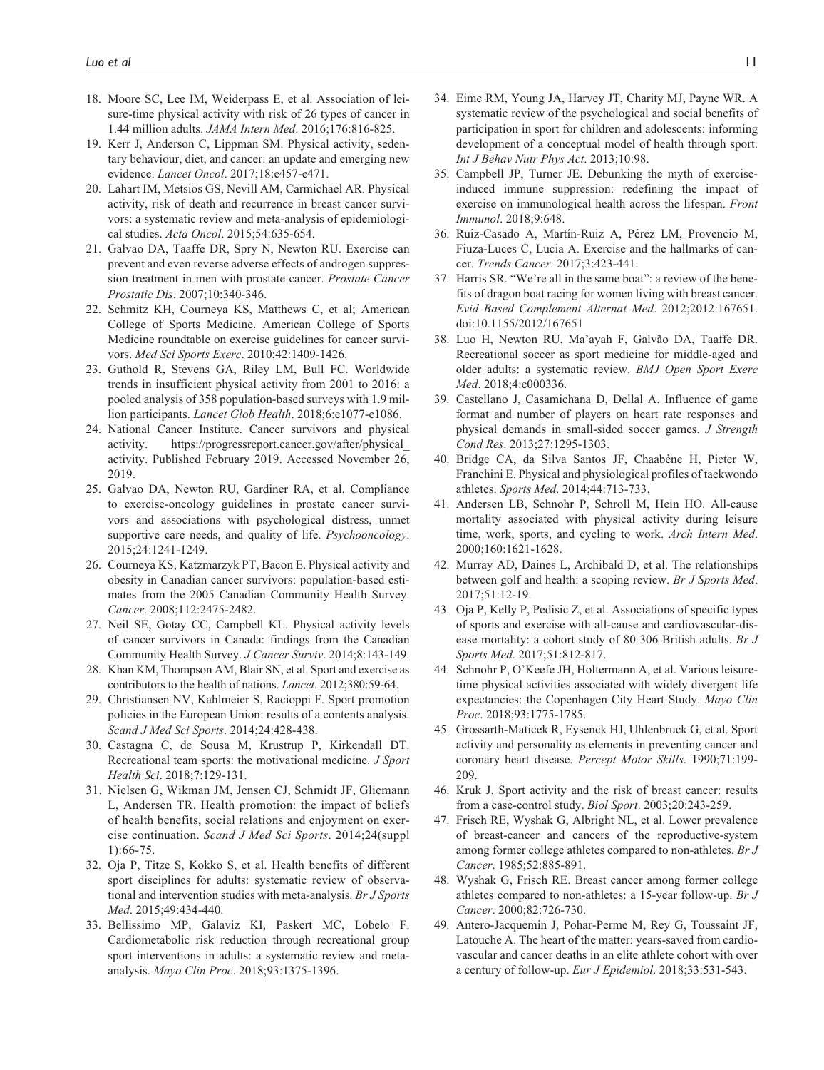18. Moore SC, Lee IM, Weiderpass E, et al. Association of leisure-time physical activity with risk of 26 types of cancer in 1.44 million adults. *JAMA Intern Med*. 2016;176:816-825.
19. Kerr J, Anderson C, Lippman SM. Physical activity, sedentary behaviour, diet, and cancer: an update and emerging new evidence. *Lancet Oncol*. 2017;18:e457-e471.
20. Lahart IM, Metsios GS, Nevill AM, Carmichael AR. Physical activity, risk of death and recurrence in breast cancer survivors: a systematic review and meta-analysis of epidemiological studies. *Acta Oncol*. 2015;54:635-654.
21. Galvao DA, Taaffe DR, Spry N, Newton RU. Exercise can prevent and even reverse adverse effects of androgen suppression treatment in men with prostate cancer. *Prostate Cancer Prostatic Dis*. 2007;10:340-346.
22. Schmitz KH, Courneya KS, Matthews C, et al; American College of Sports Medicine. American College of Sports Medicine roundtable on exercise guidelines for cancer survivors. *Med Sci Sports Exerc*. 2010;42:1409-1426.
23. Guthold R, Stevens GA, Riley LM, Bull FC. Worldwide trends in insufficient physical activity from 2001 to 2016: a pooled analysis of 358 population-based surveys with 1.9 million participants. *Lancet Glob Health*. 2018;6:e1077-e1086.
24. National Cancer Institute. Cancer survivors and physical activity. https://progressreport.cancer.gov/after/physical_activity. Published February 2019. Accessed November 26, 2019.
25. Galvao DA, Newton RU, Gardiner RA, et al. Compliance to exercise-oncology guidelines in prostate cancer survivors and associations with psychological distress, unmet supportive care needs, and quality of life. *Psychooncology*. 2015;24:1241-1249.
26. Courneya KS, Katzmarzyk PT, Bacon E. Physical activity and obesity in Canadian cancer survivors: population-based estimates from the 2005 Canadian Community Health Survey. *Cancer*. 2008;112:2475-2482.
27. Neil SE, Gotay CC, Campbell KL. Physical activity levels of cancer survivors in Canada: findings from the Canadian Community Health Survey. *J Cancer Surviv*. 2014;8:143-149.
28. Khan KM, Thompson AM, Blair SN, et al. Sport and exercise as contributors to the health of nations. *Lancet*. 2012;380:59-64.
29. Christiansen NV, Kahlmeier S, Racioppi F. Sport promotion policies in the European Union: results of a contents analysis. *Scand J Med Sci Sports*. 2014;24:428-438.
30. Castagna C, de Sousa M, Krustrup P, Kirkendall DT. Recreational team sports: the motivational medicine. *J Sport Health Sci*. 2018;7:129-131.
31. Nielsen G, Wikman JM, Jensen CJ, Schmidt JF, Gliemann L, Andersen TR. Health promotion: the impact of beliefs of health benefits, social relations and enjoyment on exercise continuation. *Scand J Med Sci Sports*. 2014;24(suppl 1):66-75.
32. Oja P, Titze S, Kokko S, et al. Health benefits of different sport disciplines for adults: systematic review of observational and intervention studies with meta-analysis. *Br J Sports Med*. 2015;49:434-440.
33. Bellissimo MP, Galaviz KI, Paskert MC, Lobelo F. Cardiometabolic risk reduction through recreational group sport interventions in adults: a systematic review and meta-analysis. *Mayo Clin Proc*. 2018;93:1375-1396.
34. Eime RM, Young JA, Harvey JT, Charity MJ, Payne WR. A systematic review of the psychological and social benefits of participation in sport for children and adolescents: informing development of a conceptual model of health through sport. *Int J Behav Nutr Phys Act*. 2013;10:98.
35. Campbell JP, Turner JE. Debunking the myth of exercise-induced immune suppression: redefining the impact of exercise on immunological health across the lifespan. *Front Immunol*. 2018;9:648.
36. Ruiz-Casado A, Martín-Ruiz A, Pérez LM, Provencio M, Fiuza-Luces C, Lucia A. Exercise and the hallmarks of cancer. *Trends Cancer*. 2017;3:423-441.
37. Harris SR. "We're all in the same boat": a review of the benefits of dragon boat racing for women living with breast cancer. *Evid Based Complement Alternat Med*. 2012;2012:167651. doi:10.1155/2012/167651
38. Luo H, Newton RU, Ma'ayah F, Galvão DA, Taaffe DR. Recreational soccer as sport medicine for middle-aged and older adults: a systematic review. *BMJ Open Sport Exerc Med*. 2018;4:e000336.
39. Castellano J, Casamichana D, Dellal A. Influence of game format and number of players on heart rate responses and physical demands in small-sided soccer games. *J Strength Cond Res*. 2013;27:1295-1303.
40. Bridge CA, da Silva Santos JF, Chaabène H, Pieter W, Franchini E. Physical and physiological profiles of taekwondo athletes. *Sports Med*. 2014;44:713-733.
41. Andersen LB, Schnohr P, Schroll M, Hein HO. All-cause mortality associated with physical activity during leisure time, work, sports, and cycling to work. *Arch Intern Med*. 2000;160:1621-1628.
42. Murray AD, Daines L, Archibald D, et al. The relationships between golf and health: a scoping review. *Br J Sports Med*. 2017;51:12-19.
43. Oja P, Kelly P, Pedisic Z, et al. Associations of specific types of sports and exercise with all-cause and cardiovascular-disease mortality: a cohort study of 80 306 British adults. *Br J Sports Med*. 2017;51:812-817.
44. Schnohr P, O'Keefe JH, Holtermann A, et al. Various leisure-time physical activities associated with widely divergent life expectancies: the Copenhagen City Heart Study. *Mayo Clin Proc*. 2018;93:1775-1785.
45. Grossarth-Maticek R, Eysenck HJ, Uhlenbruck G, et al. Sport activity and personality as elements in preventing cancer and coronary heart disease. *Percept Motor Skills*. 1990;71:199-209.
46. Kruk J. Sport activity and the risk of breast cancer: results from a case-control study. *Biol Sport*. 2003;20:243-259.
47. Frisch RE, Wyshak G, Albright NL, et al. Lower prevalence of breast-cancer and cancers of the reproductive-system among former college athletes compared to non-athletes. *Br J Cancer*. 1985;52:885-891.
48. Wyshak G, Frisch RE. Breast cancer among former college athletes compared to non-athletes: a 15-year follow-up. *Br J Cancer*. 2000;82:726-730.
49. Antero-Jacquemin J, Pohar-Perme M, Rey G, Toussaint JF, Latouche A. The heart of the matter: years-saved from cardiovascular and cancer deaths in an elite athlete cohort with over a century of follow-up. *Eur J Epidemiol*. 2018;33:531-543.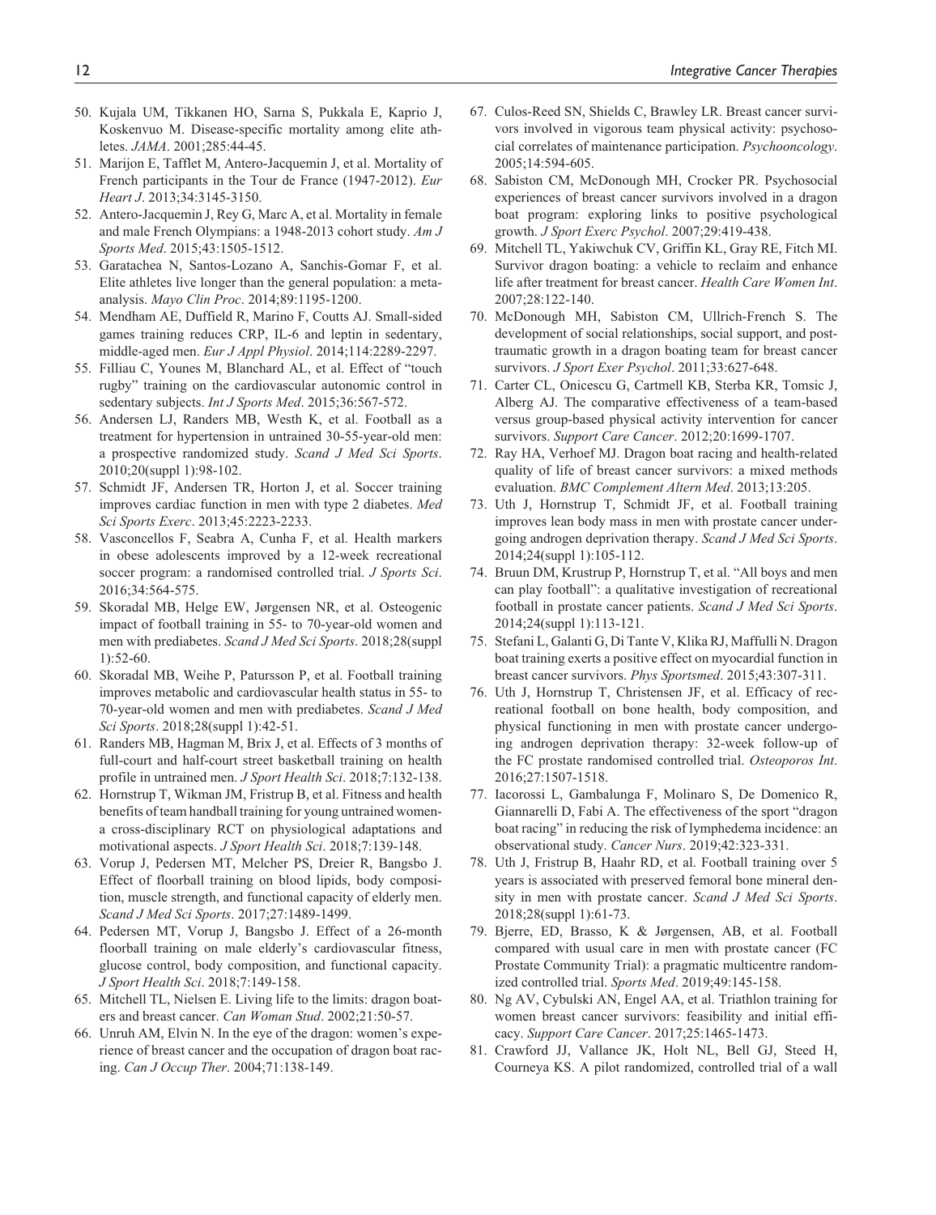50. Kujala UM, Tikkanen HO, Sarna S, Pukkala E, Kaprio J, Koskenvuo M. Disease-specific mortality among elite athletes. *JAMA*. 2001;285:44-45.
51. Marijon E, Tafflet M, Antero-Jacquemin J, et al. Mortality of French participants in the Tour de France (1947-2012). *Eur Heart J*. 2013;34:3145-3150.
52. Antero-Jacquemin J, Rey G, Marc A, et al. Mortality in female and male French Olympians: a 1948-2013 cohort study. *Am J Sports Med*. 2015;43:1505-1512.
53. Garatachea N, Santos-Lozano A, Sanchis-Gomar F, et al. Elite athletes live longer than the general population: a meta-analysis. *Mayo Clin Proc*. 2014;89:1195-1200.
54. Mendham AE, Duffield R, Marino F, Coutts AJ. Small-sided games training reduces CRP, IL-6 and leptin in sedentary, middle-aged men. *Eur J Appl Physiol*. 2014;114:2289-2297.
55. Filliau C, Younes M, Blanchard AL, et al. Effect of "touch rugby" training on the cardiovascular autonomic control in sedentary subjects. *Int J Sports Med*. 2015;36:567-572.
56. Andersen LJ, Randers MB, Westh K, et al. Football as a treatment for hypertension in untrained 30-55-year-old men: a prospective randomized study. *Scand J Med Sci Sports*. 2010;20(suppl 1):98-102.
57. Schmidt JF, Andersen TR, Horton J, et al. Soccer training improves cardiac function in men with type 2 diabetes. *Med Sci Sports Exerc*. 2013;45:2223-2233.
58. Vasconcellos F, Seabra A, Cunha F, et al. Health markers in obese adolescents improved by a 12-week recreational soccer program: a randomised controlled trial. *J Sports Sci*. 2016;34:564-575.
59. Skoradal MB, Helge EW, Jørgensen NR, et al. Osteogenic impact of football training in 55- to 70-year-old women and men with prediabetes. *Scand J Med Sci Sports*. 2018;28(suppl 1):52-60.
60. Skoradal MB, Weihe P, Patursson P, et al. Football training improves metabolic and cardiovascular health status in 55- to 70-year-old women and men with prediabetes. *Scand J Med Sci Sports*. 2018;28(suppl 1):42-51.
61. Randers MB, Hagman M, Brix J, et al. Effects of 3 months of full-court and half-court street basketball training on health profile in untrained men. *J Sport Health Sci*. 2018;7:132-138.
62. Hornstrup T, Wikman JM, Fristrup B, et al. Fitness and health benefits of team handball training for young untrained women-a cross-disciplinary RCT on physiological adaptations and motivational aspects. *J Sport Health Sci*. 2018;7:139-148.
63. Vorup J, Pedersen MT, Melcher PS, Dreier R, Bangsbo J. Effect of floorball training on blood lipids, body composition, muscle strength, and functional capacity of elderly men. *Scand J Med Sci Sports*. 2017;27:1489-1499.
64. Pedersen MT, Vorup J, Bangsbo J. Effect of a 26-month floorball training on male elderly's cardiovascular fitness, glucose control, body composition, and functional capacity. *J Sport Health Sci*. 2018;7:149-158.
65. Mitchell TL, Nielsen E. Living life to the limits: dragon boaters and breast cancer. *Can Woman Stud*. 2002;21:50-57.
66. Unruh AM, Elvin N. In the eye of the dragon: women's experience of breast cancer and the occupation of dragon boat racing. *Can J Occup Ther*. 2004;71:138-149.
67. Culos-Reed SN, Shields C, Brawley LR. Breast cancer survivors involved in vigorous team physical activity: psychosocial correlates of maintenance participation. *Psychooncology*. 2005;14:594-605.
68. Sabiston CM, McDonough MH, Crocker PR. Psychosocial experiences of breast cancer survivors involved in a dragon boat program: exploring links to positive psychological growth. *J Sport Exerc Psychol*. 2007;29:419-438.
69. Mitchell TL, Yakiwchuk CV, Griffin KL, Gray RE, Fitch MI. Survivor dragon boating: a vehicle to reclaim and enhance life after treatment for breast cancer. *Health Care Women Int*. 2007;28:122-140.
70. McDonough MH, Sabiston CM, Ullrich-French S. The development of social relationships, social support, and post-traumatic growth in a dragon boating team for breast cancer survivors. *J Sport Exer Psychol*. 2011;33:627-648.
71. Carter CL, Onicescu G, Cartmell KB, Sterba KR, Tomsic J, Alberg AJ. The comparative effectiveness of a team-based versus group-based physical activity intervention for cancer survivors. *Support Care Cancer*. 2012;20:1699-1707.
72. Ray HA, Verhoef MJ. Dragon boat racing and health-related quality of life of breast cancer survivors: a mixed methods evaluation. *BMC Complement Altern Med*. 2013;13:205.
73. Uth J, Hornstrup T, Schmidt JF, et al. Football training improves lean body mass in men with prostate cancer undergoing androgen deprivation therapy. *Scand J Med Sci Sports*. 2014;24(suppl 1):105-112.
74. Bruun DM, Krustrup P, Hornstrup T, et al. "All boys and men can play football": a qualitative investigation of recreational football in prostate cancer patients. *Scand J Med Sci Sports*. 2014;24(suppl 1):113-121.
75. Stefani L, Galanti G, Di Tante V, Klika RJ, Maffulli N. Dragon boat training exerts a positive effect on myocardial function in breast cancer survivors. *Phys Sportsmed*. 2015;43:307-311.
76. Uth J, Hornstrup T, Christensen JF, et al. Efficacy of recreational football on bone health, body composition, and physical functioning in men with prostate cancer undergoing androgen deprivation therapy: 32-week follow-up of the FC prostate randomised controlled trial. *Osteoporos Int*. 2016;27:1507-1518.
77. Iacorossi L, Gambalunga F, Molinaro S, De Domenico R, Giannarelli D, Fabi A. The effectiveness of the sport "dragon boat racing" in reducing the risk of lymphedema incidence: an observational study. *Cancer Nurs*. 2019;42:323-331.
78. Uth J, Fristrup B, Haahr RD, et al. Football training over 5 years is associated with preserved femoral bone mineral density in men with prostate cancer. *Scand J Med Sci Sports*. 2018;28(suppl 1):61-73.
79. Bjerre, ED, Brasso, K & Jørgensen, AB, et al. Football compared with usual care in men with prostate cancer (FC Prostate Community Trial): a pragmatic multicentre randomized controlled trial. *Sports Med*. 2019;49:145-158.
80. Ng AV, Cybulski AN, Engel AA, et al. Triathlon training for women breast cancer survivors: feasibility and initial efficacy. *Support Care Cancer*. 2017;25:1465-1473.
81. Crawford JJ, Vallance JK, Holt NL, Bell GJ, Steed H, Courneya KS. A pilot randomized, controlled trial of a wall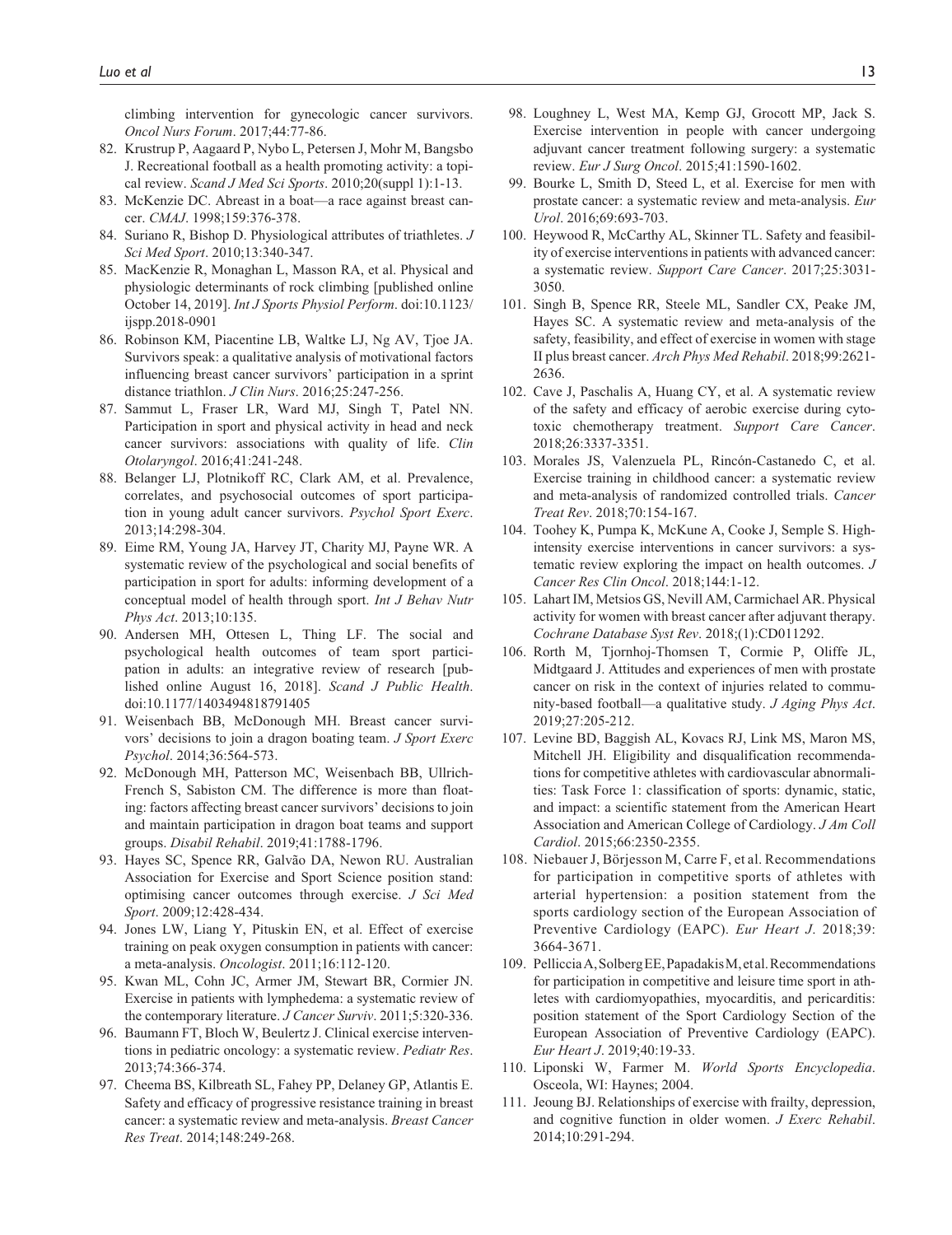climbing intervention for gynecologic cancer survivors. *Oncol Nurs Forum*. 2017;44:77-86.

82. Krustrup P, Aagaard P, Nybo L, Petersen J, Mohr M, Bangsbo J. Recreational football as a health promoting activity: a topical review. *Scand J Med Sci Sports*. 2010;20(suppl 1):1-13.
83. McKenzie DC. Abreast in a boat—a race against breast cancer. *CMAJ*. 1998;159:376-378.
84. Suriano R, Bishop D. Physiological attributes of triathletes. *J Sci Med Sport*. 2010;13:340-347.
85. MacKenzie R, Monaghan L, Masson RA, et al. Physical and physiologic determinants of rock climbing [published online October 14, 2019]. *Int J Sports Physiol Perform*. doi:10.1123/ijspp.2018-0901
86. Robinson KM, Piacentine LB, Waltke LJ, Ng AV, Tjoe JA. Survivors speak: a qualitative analysis of motivational factors influencing breast cancer survivors' participation in a sprint distance triathlon. *J Clin Nurs*. 2016;25:247-256.
87. Sammut L, Fraser LR, Ward MJ, Singh T, Patel NN. Participation in sport and physical activity in head and neck cancer survivors: associations with quality of life. *Clin Otolaryngol*. 2016;41:241-248.
88. Belanger LJ, Plotnikoff RC, Clark AM, et al. Prevalence, correlates, and psychosocial outcomes of sport participation in young adult cancer survivors. *Psychol Sport Exerc*. 2013;14:298-304.
89. Eime RM, Young JA, Harvey JT, Charity MJ, Payne WR. A systematic review of the psychological and social benefits of participation in sport for adults: informing development of a conceptual model of health through sport. *Int J Behav Nutr Phys Act*. 2013;10:135.
90. Andersen MH, Ottesen L, Thing LF. The social and psychological health outcomes of team sport participation in adults: an integrative review of research [published online August 16, 2018]. *Scand J Public Health*. doi:10.1177/1403494818791405
91. Weisenbach BB, McDonough MH. Breast cancer survivors' decisions to join a dragon boating team. *J Sport Exerc Psychol*. 2014;36:564-573.
92. McDonough MH, Patterson MC, Weisenbach BB, Ullrich-French S, Sabiston CM. The difference is more than floating: factors affecting breast cancer survivors' decisions to join and maintain participation in dragon boat teams and support groups. *Disabil Rehabil*. 2019;41:1788-1796.
93. Hayes SC, Spence RR, Galvão DA, Newon RU. Australian Association for Exercise and Sport Science position stand: optimising cancer outcomes through exercise. *J Sci Med Sport*. 2009;12:428-434.
94. Jones LW, Liang Y, Pituskin EN, et al. Effect of exercise training on peak oxygen consumption in patients with cancer: a meta-analysis. *Oncologist*. 2011;16:112-120.
95. Kwan ML, Cohn JC, Armer JM, Stewart BR, Cormier JN. Exercise in patients with lymphedema: a systematic review of the contemporary literature. *J Cancer Surviv*. 2011;5:320-336.
96. Baumann FT, Bloch W, Beulertz J. Clinical exercise interventions in pediatric oncology: a systematic review. *Pediatr Res*. 2013;74:366-374.
97. Cheema BS, Kilbreath SL, Fahey PP, Delaney GP, Atlantis E. Safety and efficacy of progressive resistance training in breast cancer: a systematic review and meta-analysis. *Breast Cancer Res Treat*. 2014;148:249-268.
98. Loughney L, West MA, Kemp GJ, Grocott MP, Jack S. Exercise intervention in people with cancer undergoing adjuvant cancer treatment following surgery: a systematic review. *Eur J Surg Oncol*. 2015;41:1590-1602.
99. Bourke L, Smith D, Steed L, et al. Exercise for men with prostate cancer: a systematic review and meta-analysis. *Eur Urol*. 2016;69:693-703.
100. Heywood R, McCarthy AL, Skinner TL. Safety and feasibility of exercise interventions in patients with advanced cancer: a systematic review. *Support Care Cancer*. 2017;25:3031-3050.
101. Singh B, Spence RR, Steele ML, Sandler CX, Peake JM, Hayes SC. A systematic review and meta-analysis of the safety, feasibility, and effect of exercise in women with stage II plus breast cancer. *Arch Phys Med Rehabil*. 2018;99:2621-2636.
102. Cave J, Paschalis A, Huang CY, et al. A systematic review of the safety and efficacy of aerobic exercise during cytotoxic chemotherapy treatment. *Support Care Cancer*. 2018;26:3337-3351.
103. Morales JS, Valenzuela PL, Rincón-Castanedo C, et al. Exercise training in childhood cancer: a systematic review and meta-analysis of randomized controlled trials. *Cancer Treat Rev*. 2018;70:154-167.
104. Toohey K, Pumpa K, McKune A, Cooke J, Semple S. High-intensity exercise interventions in cancer survivors: a systematic review exploring the impact on health outcomes. *J Cancer Res Clin Oncol*. 2018;144:1-12.
105. Lahart IM, Metsios GS, Nevill AM, Carmichael AR. Physical activity for women with breast cancer after adjuvant therapy. *Cochrane Database Syst Rev*. 2018;(1):CD011292.
106. Rorth M, Tjornhoj-Thomsen T, Cormie P, Oliffe JL, Midtgaard J. Attitudes and experiences of men with prostate cancer on risk in the context of injuries related to community-based football—a qualitative study. *J Aging Phys Act*. 2019;27:205-212.
107. Levine BD, Baggish AL, Kovacs RJ, Link MS, Maron MS, Mitchell JH. Eligibility and disqualification recommendations for competitive athletes with cardiovascular abnormalities: Task Force 1: classification of sports: dynamic, static, and impact: a scientific statement from the American Heart Association and American College of Cardiology. *J Am Coll Cardiol*. 2015;66:2350-2355.
108. Niebauer J, Börjesson M, Carre F, et al. Recommendations for participation in competitive sports of athletes with arterial hypertension: a position statement from the sports cardiology section of the European Association of Preventive Cardiology (EAPC). *Eur Heart J*. 2018;39:3664-3671.
109. Pelliccia A, Solberg EE, Papadakis M, et al. Recommendations for participation in competitive and leisure time sport in athletes with cardiomyopathies, myocarditis, and pericarditis: position statement of the Sport Cardiology Section of the European Association of Preventive Cardiology (EAPC). *Eur Heart J*. 2019;40:19-33.
110. Liponski W, Farmer M. *World Sports Encyclopedia*. Osceola, WI: Haynes; 2004.
111. Jeoung BJ. Relationships of exercise with frailty, depression, and cognitive function in older women. *J Exerc Rehabil*. 2014;10:291-294.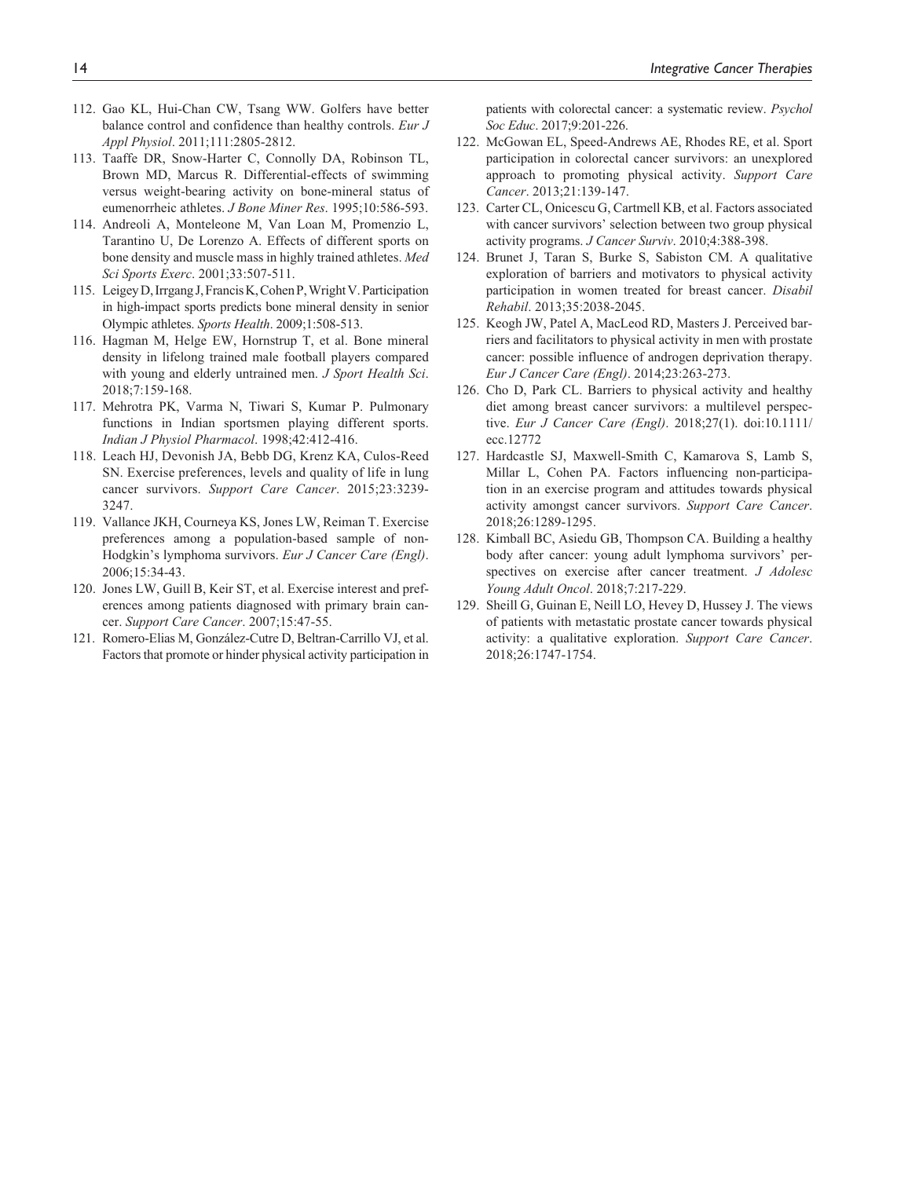112. Gao KL, Hui-Chan CW, Tsang WW. Golfers have better balance control and confidence than healthy controls. *Eur J Appl Physiol*. 2011;111:2805-2812.
113. Taaffe DR, Snow-Harter C, Connolly DA, Robinson TL, Brown MD, Marcus R. Differential-effects of swimming versus weight-bearing activity on bone-mineral status of eumenorrheic athletes. *J Bone Miner Res*. 1995;10:586-593.
114. Andreoli A, Monteleone M, Van Loan M, Promenzio L, Tarantino U, De Lorenzo A. Effects of different sports on bone density and muscle mass in highly trained athletes. *Med Sci Sports Exerc*. 2001;33:507-511.
115. Leigey D, Irrgang J, Francis K, Cohen P, Wright V. Participation in high-impact sports predicts bone mineral density in senior Olympic athletes. *Sports Health*. 2009;1:508-513.
116. Hagman M, Helge EW, Hornstrup T, et al. Bone mineral density in lifelong trained male football players compared with young and elderly untrained men. *J Sport Health Sci*. 2018;7:159-168.
117. Mehrotra PK, Varma N, Tiwari S, Kumar P. Pulmonary functions in Indian sportsmen playing different sports. *Indian J Physiol Pharmacol*. 1998;42:412-416.
118. Leach HJ, Devonish JA, Bebb DG, Krenz KA, Culos-Reed SN. Exercise preferences, levels and quality of life in lung cancer survivors. *Support Care Cancer*. 2015;23:3239-3247.
119. Vallance JKH, Courneya KS, Jones LW, Reiman T. Exercise preferences among a population-based sample of non-Hodgkin's lymphoma survivors. *Eur J Cancer Care (Engl)*. 2006;15:34-43.
120. Jones LW, Guill B, Keir ST, et al. Exercise interest and preferences among patients diagnosed with primary brain cancer. *Support Care Cancer*. 2007;15:47-55.
121. Romero-Elias M, González-Cutre D, Beltran-Carrillo VJ, et al. Factors that promote or hinder physical activity participation in patients with colorectal cancer: a systematic review. *Psychol Soc Educ*. 2017;9:201-226.
122. McGowan EL, Speed-Andrews AE, Rhodes RE, et al. Sport participation in colorectal cancer survivors: an unexplored approach to promoting physical activity. *Support Care Cancer*. 2013;21:139-147.
123. Carter CL, Onicescu G, Cartmell KB, et al. Factors associated with cancer survivors' selection between two group physical activity programs. *J Cancer Surviv*. 2010;4:388-398.
124. Brunet J, Taran S, Burke S, Sabiston CM. A qualitative exploration of barriers and motivators to physical activity participation in women treated for breast cancer. *Disabil Rehabil*. 2013;35:2038-2045.
125. Keogh JW, Patel A, MacLeod RD, Masters J. Perceived barriers and facilitators to physical activity in men with prostate cancer: possible influence of androgen deprivation therapy. *Eur J Cancer Care (Engl)*. 2014;23:263-273.
126. Cho D, Park CL. Barriers to physical activity and healthy diet among breast cancer survivors: a multilevel perspective. *Eur J Cancer Care (Engl)*. 2018;27(1). doi:10.1111/ecc.12772
127. Hardcastle SJ, Maxwell-Smith C, Kamarova S, Lamb S, Millar L, Cohen PA. Factors influencing non-participation in an exercise program and attitudes towards physical activity amongst cancer survivors. *Support Care Cancer*. 2018;26:1289-1295.
128. Kimball BC, Asiedu GB, Thompson CA. Building a healthy body after cancer: young adult lymphoma survivors' perspectives on exercise after cancer treatment. *J Adolesc Young Adult Oncol*. 2018;7:217-229.
129. Sheill G, Guinan E, Neill LO, Hevey D, Hussey J. The views of patients with metastatic prostate cancer towards physical activity: a qualitative exploration. *Support Care Cancer*. 2018;26:1747-1754.